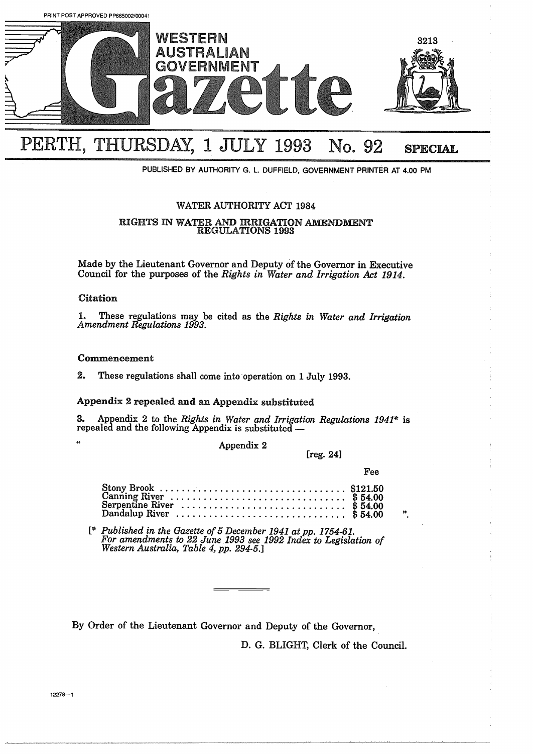PRINT POST APPROVED PP665002/00041

# WESTERN AUSTRALIAN GOVERNMENT Gazette

**PERTH, THURSDAY, 1 JULY 1993 No. 92 SPECIAL**

PUBLISHED BY AUTHORITY G. L. DUFFIELD, GOVERNMENT PRINTER AT 4.00 PM

## WATER AUTHORITY ACT 1984

## RIGHTS IN WATER AND IRRIGATION AMENDMENT REGULATIONS 1993

Made by the Lieutenant Governor and Deputy of the Governor in Executive Council for the purposes of the *Rights in Water and Irrigation Act 1914.*

### Citation

**1.** These regulations may be cited as the *Rights in Water and Irrigation Amendment Regulations 1993.*

### Commencement

**2.** These regulations shall come into operation on 1 July 1993.

### Appendix 2 repealed and an Appendix substituted

**3.** Appendix 2 to the *Rights in Water and Irrigation Regulations 1941*\* is repealed and the following Appendix is substituted —

"

Appendix 2

[reg. 24]

| | Fee |
|---|---|
| Stony Brook | $121.50 |
| Canning River | $ 54.00 |
| Serpentine River | $ 54.00 |
| Dandalup River | $ 54.00 ". |

[\* *Published in the Gazette of 5 December 1941 at pp. 1754-61. For amendments to 22 June 1993 see 1992 Index to Legislation of Western Australia, Table 4, pp. 294-5.*]

---

By Order of the Lieutenant Governor and Deputy of the Governor,

D. G. BLIGHT, Clerk of the Council.

12278—1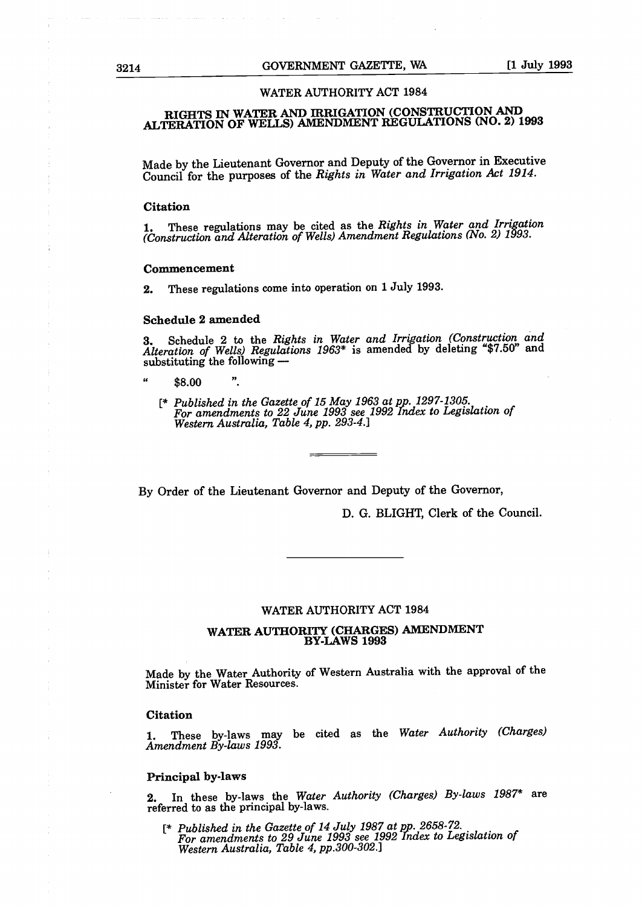## WATER AUTHORITY ACT 1984

## RIGHTS IN WATER AND IRRIGATION (CONSTRUCTION AND ALTERATION OF WELLS) AMENDMENT REGULATIONS (NO. 2) 1993

Made by the Lieutenant Governor and Deputy of the Governor in Executive Council for the purposes of the *Rights in Water and Irrigation Act 1914*.

### Citation

1. These regulations may be cited as the *Rights in Water and Irrigation (Construction and Alteration of Wells) Amendment Regulations (No. 2) 1993*.

### Commencement

2. These regulations come into operation on 1 July 1993.

### Schedule 2 amended

3. Schedule 2 to the *Rights in Water and Irrigation (Construction and Alteration of Wells) Regulations 1963** is amended by deleting "$7.50" and substituting the following —

" $8.00 ".

[* *Published in the Gazette of 15 May 1963 at pp. 1297-1305. For amendments to 22 June 1993 see 1992 Index to Legislation of Western Australia, Table 4, pp. 293-4.*]

By Order of the Lieutenant Governor and Deputy of the Governor,

D. G. BLIGHT, Clerk of the Council.

---

## WATER AUTHORITY ACT 1984

## WATER AUTHORITY (CHARGES) AMENDMENT BY-LAWS 1993

Made by the Water Authority of Western Australia with the approval of the Minister for Water Resources.

### Citation

1. These by-laws may be cited as the *Water Authority (Charges) Amendment By-laws 1993*.

### Principal by-laws

2. In these by-laws the *Water Authority (Charges) By-laws 1987** are referred to as the principal by-laws.

[* *Published in the Gazette of 14 July 1987 at pp. 2658-72. For amendments to 29 June 1993 see 1992 Index to Legislation of Western Australia, Table 4, pp.300-302.*]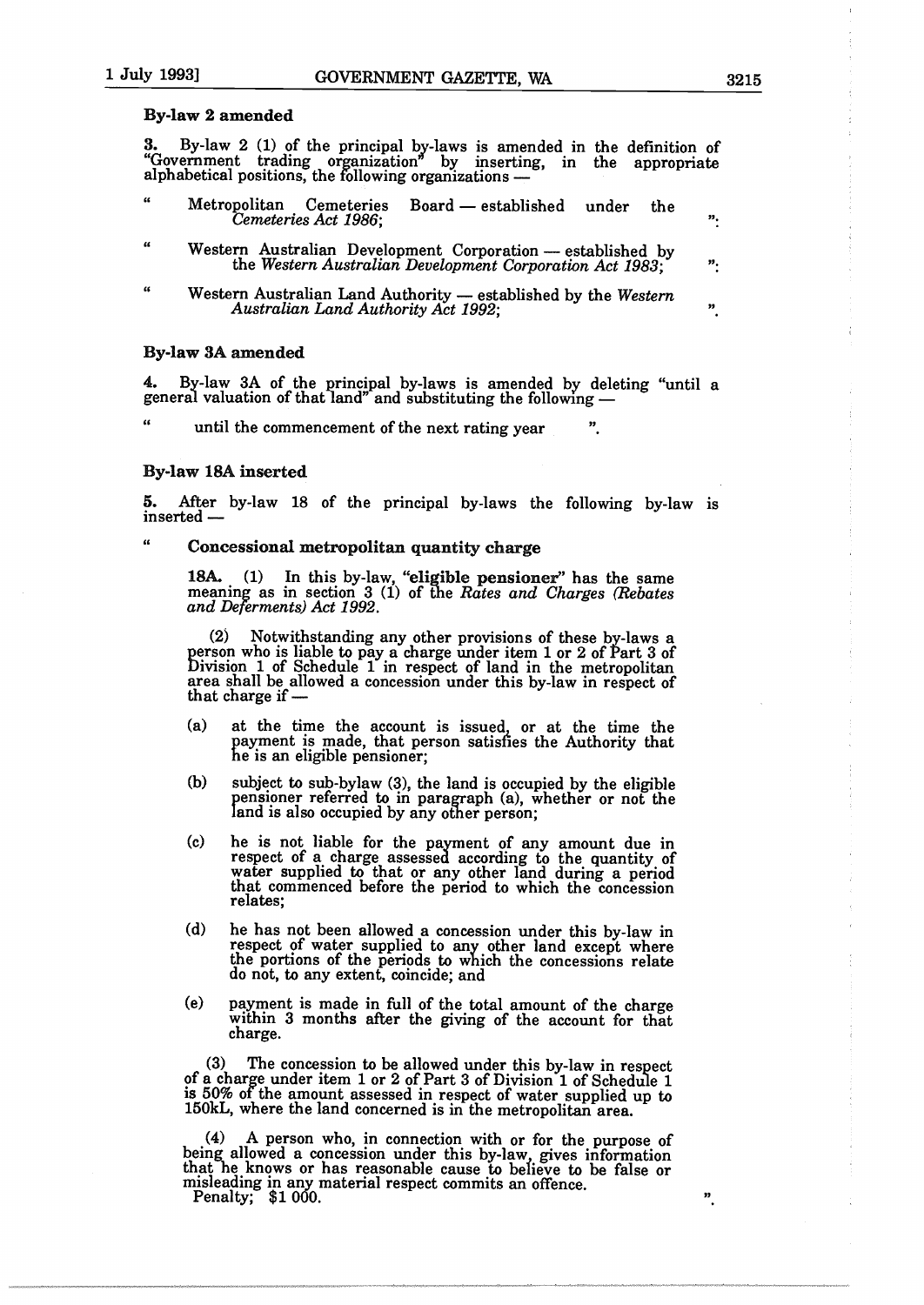**By-law 2 amended**

3. By-law 2 (1) of the principal by-laws is amended in the definition of "Government trading organization" by inserting, in the appropriate alphabetical positions, the following organizations —

" Metropolitan Cemeteries Board — established under the *Cemeteries Act 1986*; ";

" Western Australian Development Corporation — established by the *Western Australian Development Corporation Act 1983*; ";

" Western Australian Land Authority — established by the *Western Australian Land Authority Act 1992*; ".

**By-law 3A amended**

4. By-law 3A of the principal by-laws is amended by deleting "until a general valuation of that land" and substituting the following —

" until the commencement of the next rating year ".

**By-law 18A inserted**

5. After by-law 18 of the principal by-laws the following by-law is inserted —

" **Concessional metropolitan quantity charge**

**18A.** (1) In this by-law, "**eligible pensioner**" has the same meaning as in section 3 (1) of the *Rates and Charges (Rebates and Deferments) Act 1992*.

(2) Notwithstanding any other provisions of these by-laws a person who is liable to pay a charge under item 1 or 2 of Part 3 of Division 1 of Schedule 1 in respect of land in the metropolitan area shall be allowed a concession under this by-law in respect of that charge if —

(a) at the time the account is issued, or at the time the payment is made, that person satisfies the Authority that he is an eligible pensioner;

(b) subject to sub-bylaw (3), the land is occupied by the eligible pensioner referred to in paragraph (a), whether or not the land is also occupied by any other person;

(c) he is not liable for the payment of any amount due in respect of a charge assessed according to the quantity of water supplied to that or any other land during a period that commenced before the period to which the concession relates;

(d) he has not been allowed a concession under this by-law in respect of water supplied to any other land except where the portions of the periods to which the concessions relate do not, to any extent, coincide; and

(e) payment is made in full of the total amount of the charge within 3 months after the giving of the account for that charge.

(3) The concession to be allowed under this by-law in respect of a charge under item 1 or 2 of Part 3 of Division 1 of Schedule 1 is 50% of the amount assessed in respect of water supplied up to 150kL, where the land concerned is in the metropolitan area.

(4) A person who, in connection with or for the purpose of being allowed a concession under this by-law, gives information that he knows or has reasonable cause to believe to be false or misleading in any material respect commits an offence.

Penalty; $1 000. ".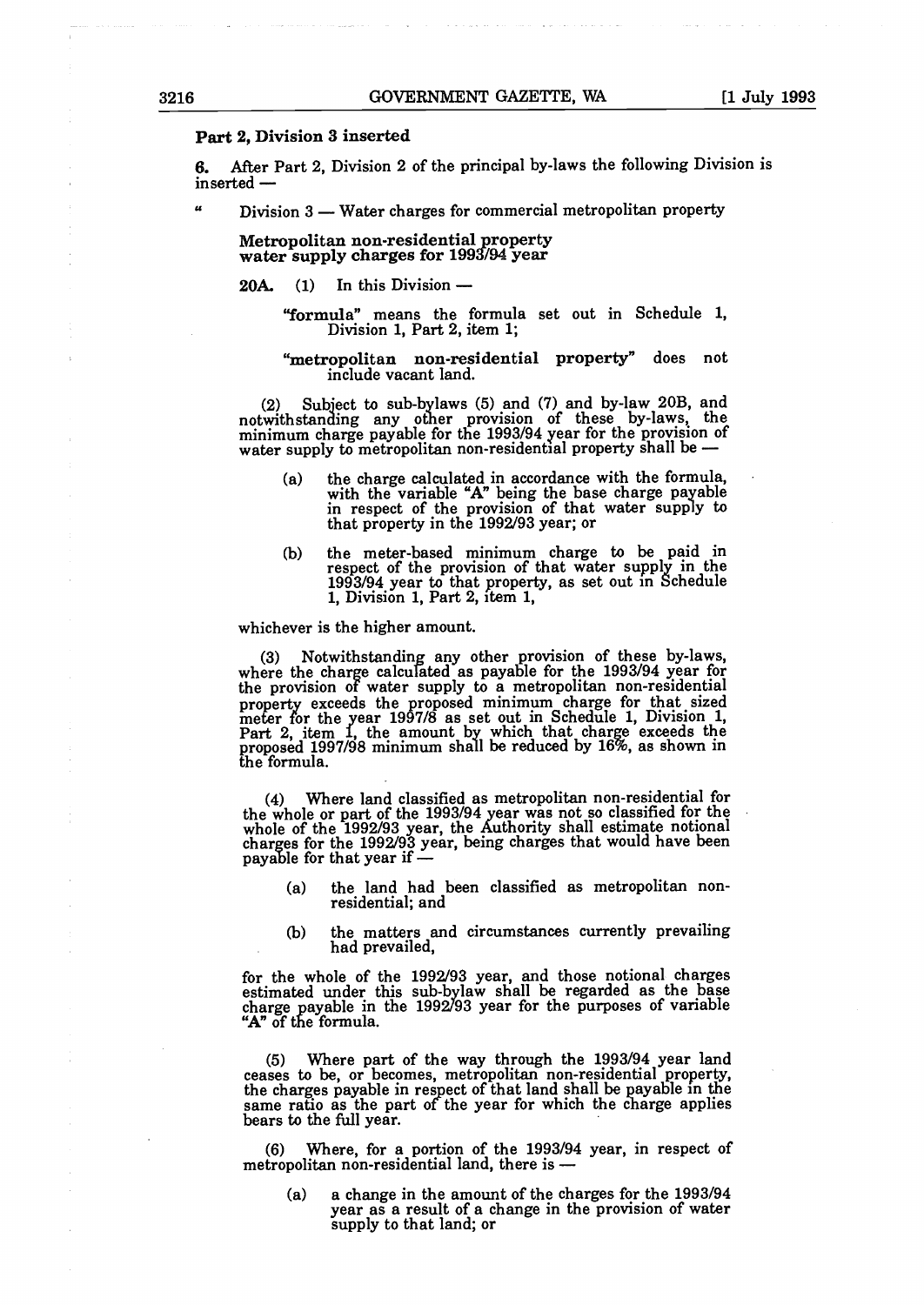**Part 2, Division 3 inserted**

**6.** After Part 2, Division 2 of the principal by-laws the following Division is inserted —

" Division 3 — Water charges for commercial metropolitan property

**Metropolitan non-residential property water supply charges for 1993/94 year**

**20A.** (1) In this Division —

> **"formula"** means the formula set out in Schedule 1, Division 1, Part 2, item 1;
>
> **"metropolitan non-residential property"** does not include vacant land.

(2) Subject to sub-bylaws (5) and (7) and by-law 20B, and notwithstanding any other provision of these by-laws, the minimum charge payable for the 1993/94 year for the provision of water supply to metropolitan non-residential property shall be —

> (a) the charge calculated in accordance with the formula, with the variable "A" being the base charge payable in respect of the provision of that water supply to that property in the 1992/93 year; or
>
> (b) the meter-based minimum charge to be paid in respect of the provision of that water supply in the 1993/94 year to that property, as set out in Schedule 1, Division 1, Part 2, item 1,

whichever is the higher amount.

(3) Notwithstanding any other provision of these by-laws, where the charge calculated as payable for the 1993/94 year for the provision of water supply to a metropolitan non-residential property exceeds the proposed minimum charge for that sized meter for the year 1997/8 as set out in Schedule 1, Division 1, Part 2, item 1, the amount by which that charge exceeds the proposed 1997/98 minimum shall be reduced by 16%, as shown in the formula.

(4) Where land classified as metropolitan non-residential for the whole or part of the 1993/94 year was not so classified for the whole of the 1992/93 year, the Authority shall estimate notional charges for the 1992/93 year, being charges that would have been payable for that year if —

> (a) the land had been classified as metropolitan non-residential; and
>
> (b) the matters and circumstances currently prevailing had prevailed,

for the whole of the 1992/93 year, and those notional charges estimated under this sub-bylaw shall be regarded as the base charge payable in the 1992/93 year for the purposes of variable "A" of the formula.

(5) Where part of the way through the 1993/94 year land ceases to be, or becomes, metropolitan non-residential property, the charges payable in respect of that land shall be payable in the same ratio as the part of the year for which the charge applies bears to the full year.

(6) Where, for a portion of the 1993/94 year, in respect of metropolitan non-residential land, there is —

> (a) a change in the amount of the charges for the 1993/94 year as a result of a change in the provision of water supply to that land; or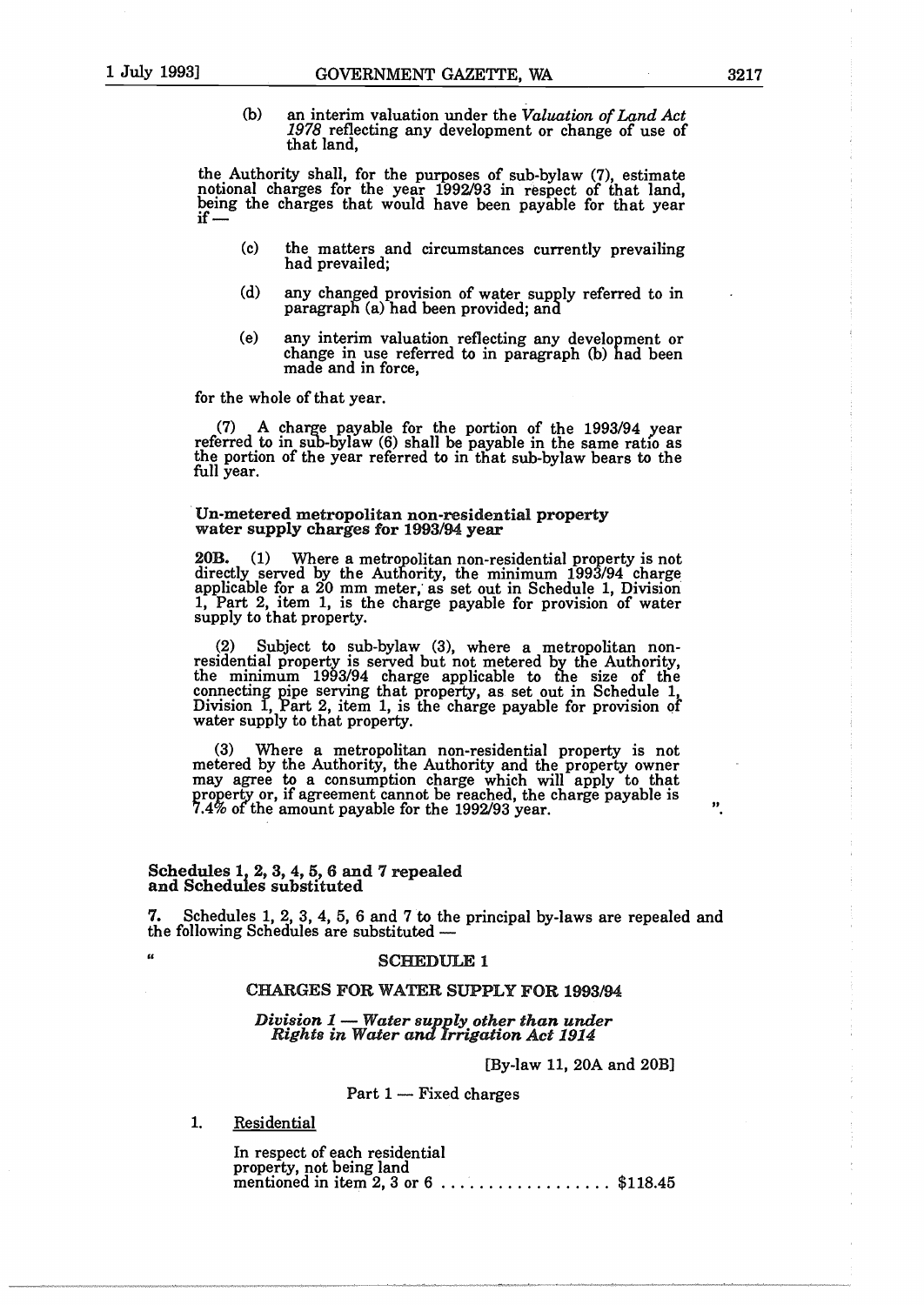(b) an interim valuation under the *Valuation of Land Act 1978* reflecting any development or change of use of that land,

the Authority shall, for the purposes of sub-bylaw (7), estimate notional charges for the year 1992/93 in respect of that land, being the charges that would have been payable for that year if —

(c) the matters and circumstances currently prevailing had prevailed;

(d) any changed provision of water supply referred to in paragraph (a) had been provided; and

(e) any interim valuation reflecting any development or change in use referred to in paragraph (b) had been made and in force,

for the whole of that year.

(7) A charge payable for the portion of the 1993/94 year referred to in sub-bylaw (6) shall be payable in the same ratio as the portion of the year referred to in that sub-bylaw bears to the full year.

**Un-metered metropolitan non-residential property water supply charges for 1993/94 year**

**20B.** (1) Where a metropolitan non-residential property is not directly served by the Authority, the minimum 1993/94 charge applicable for a 20 mm meter, as set out in Schedule 1, Division 1, Part 2, item 1, is the charge payable for provision of water supply to that property.

(2) Subject to sub-bylaw (3), where a metropolitan non-residential property is served but not metered by the Authority, the minimum 1993/94 charge applicable to the size of the connecting pipe serving that property, as set out in Schedule 1, Division 1, Part 2, item 1, is the charge payable for provision of water supply to that property.

(3) Where a metropolitan non-residential property is not metered by the Authority, the Authority and the property owner may agree to a consumption charge which will apply to that property or, if agreement cannot be reached, the charge payable is 7.4% of the amount payable for the 1992/93 year. ".

**Schedules 1, 2, 3, 4, 5, 6 and 7 repealed and Schedules substituted**

**7.** Schedules 1, 2, 3, 4, 5, 6 and 7 to the principal by-laws are repealed and the following Schedules are substituted —

"

## SCHEDULE 1

### CHARGES FOR WATER SUPPLY FOR 1993/94

*Division 1 — Water supply other than under Rights in Water and Irrigation Act 1914*

[By-law 11, 20A and 20B]

Part 1 — Fixed charges

1. Residential

In respect of each residential property, not being land mentioned in item 2, 3 or 6 .................. $118.45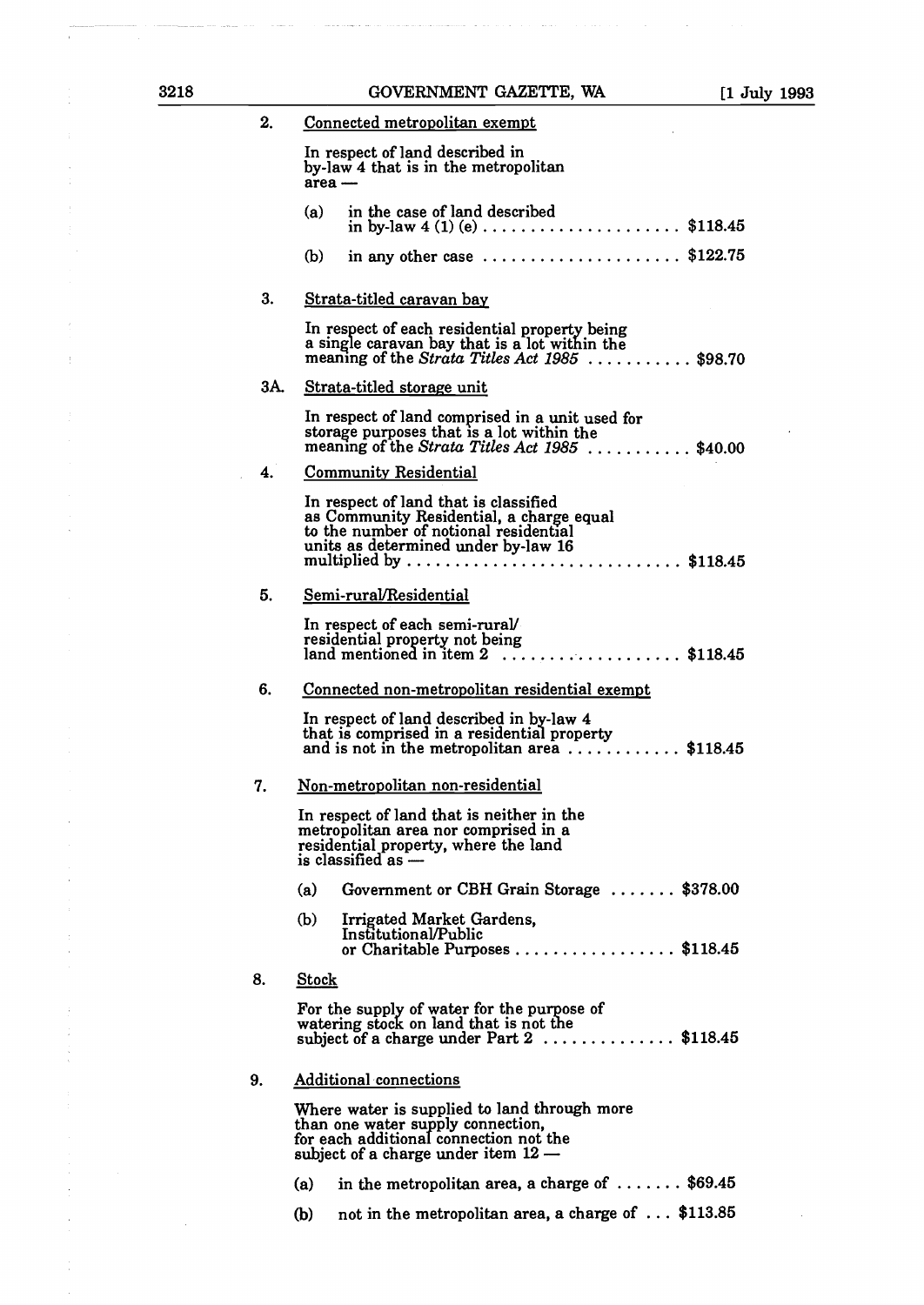2. <u>Connected metropolitan exempt</u>

In respect of land described in by-law 4 that is in the metropolitan area —

(a) in the case of land described in by-law 4 (1) (e) .................... $118.45

(b) in any other case .................... $122.75

3. <u>Strata-titled caravan bay</u>

In respect of each residential property being a single caravan bay that is a lot within the meaning of the *Strata Titles Act 1985* .......... $98.70

3A. <u>Strata-titled storage unit</u>

In respect of land comprised in a unit used for storage purposes that is a lot within the meaning of the *Strata Titles Act 1985* .......... $40.00

4. <u>Community Residential</u>

In respect of land that is classified as Community Residential, a charge equal to the number of notional residential units as determined under by-law 16 multiplied by .......................... $118.45

5. <u>Semi-rural/Residential</u>

In respect of each semi-rural/ residential property not being land mentioned in item 2 .................. $118.45

6. <u>Connected non-metropolitan residential exempt</u>

In respect of land described in by-law 4 that is comprised in a residential property and is not in the metropolitan area ........... $118.45

7. <u>Non-metropolitan non-residential</u>

In respect of land that is neither in the metropolitan area nor comprised in a residential property, where the land is classified as —

(a) Government or CBH Grain Storage ....... $378.00

(b) Irrigated Market Gardens, Institutional/Public or Charitable Purposes ................ $118.45

8. <u>Stock</u>

For the supply of water for the purpose of watering stock on land that is not the subject of a charge under Part 2 ............. $118.45

9. <u>Additional connections</u>

Where water is supplied to land through more than one water supply connection, for each additional connection not the subject of a charge under item 12 —

(a) in the metropolitan area, a charge of ....... $69.45

(b) not in the metropolitan area, a charge of ... $113.85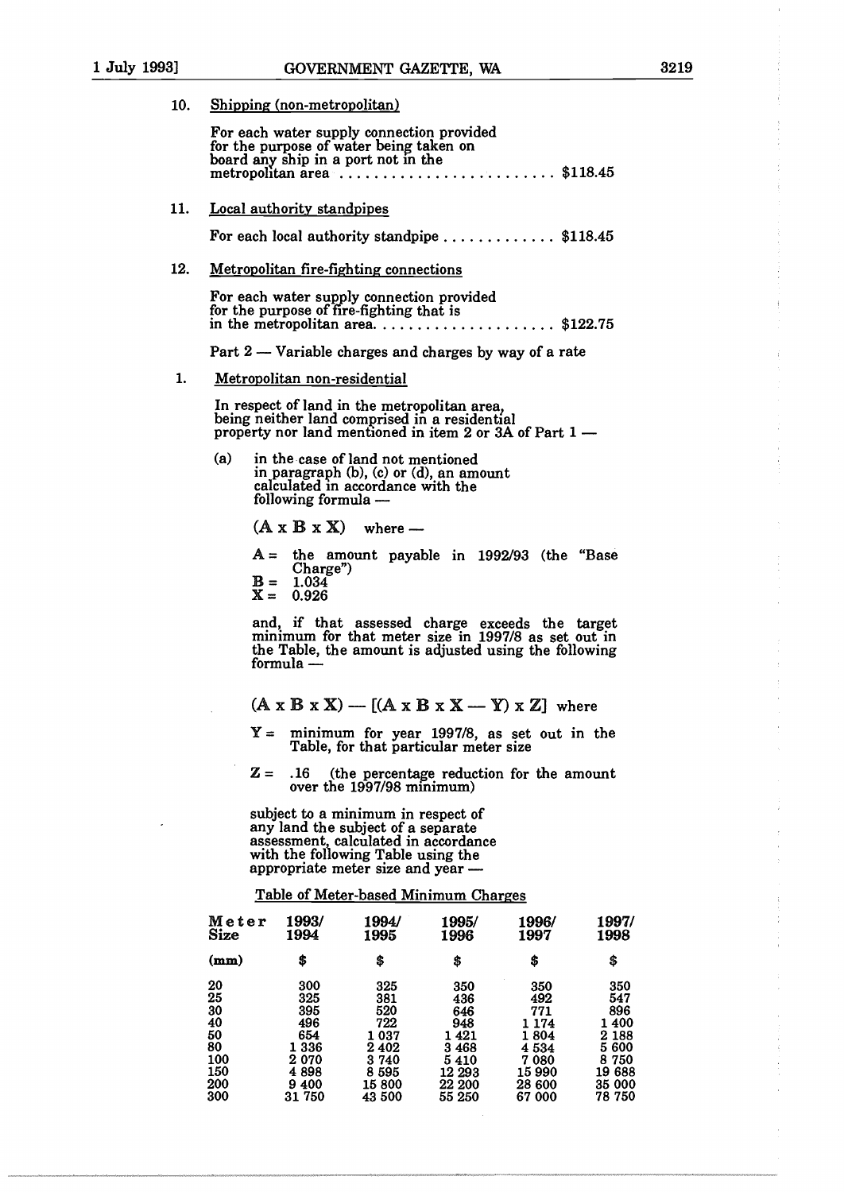10. Shipping (non-metropolitan)

For each water supply connection provided for the purpose of water being taken on board any ship in a port not in the metropolitan area ........................ \$118.45

11. Local authority standpipes

For each local authority standpipe ............. \$118.45

12. Metropolitan fire-fighting connections

For each water supply connection provided for the purpose of fire-fighting that is in the metropolitan area. .................... \$122.75

Part 2 — Variable charges and charges by way of a rate

1. Metropolitan non-residential

In respect of land in the metropolitan area, being neither land comprised in a residential property nor land mentioned in item 2 or 3A of Part 1 —

(a) in the case of land not mentioned in paragraph (b), (c) or (d), an amount calculated in accordance with the following formula —

$(A \times B \times X)$ where —

$A =$ the amount payable in 1992/93 (the "Base Charge")
$B =$ 1.034
$X =$ 0.926

and, if that assessed charge exceeds the target minimum for that meter size in 1997/8 as set out in the Table, the amount is adjusted using the following formula —

$(A \times B \times X) - [(A \times B \times X - Y) \times Z]$ where

$Y =$ minimum for year 1997/8, as set out in the Table, for that particular meter size

$Z =$ .16 (the percentage reduction for the amount over the 1997/98 minimum)

subject to a minimum in respect of any land the subject of a separate assessment, calculated in accordance with the following Table using the appropriate meter size and year —

Table of Meter-based Minimum Charges

| Meter Size | 1993/1994 | 1994/1995 | 1995/1996 | 1996/1997 | 1997/1998 |
|---|---|---|---|---|---|
| (mm) | \$ | \$ | \$ | \$ | \$ |
| 20 | 300 | 325 | 350 | 350 | 350 |
| 25 | 325 | 381 | 436 | 492 | 547 |
| 30 | 395 | 520 | 646 | 771 | 896 |
| 40 | 496 | 722 | 948 | 1 174 | 1 400 |
| 50 | 654 | 1 037 | 1 421 | 1 804 | 2 188 |
| 80 | 1 336 | 2 402 | 3 468 | 4 534 | 5 600 |
| 100 | 2 070 | 3 740 | 5 410 | 7 080 | 8 750 |
| 150 | 4 898 | 8 595 | 12 293 | 15 990 | 19 688 |
| 200 | 9 400 | 15 800 | 22 200 | 28 600 | 35 000 |
| 300 | 31 750 | 43 500 | 55 250 | 67 000 | 78 750 |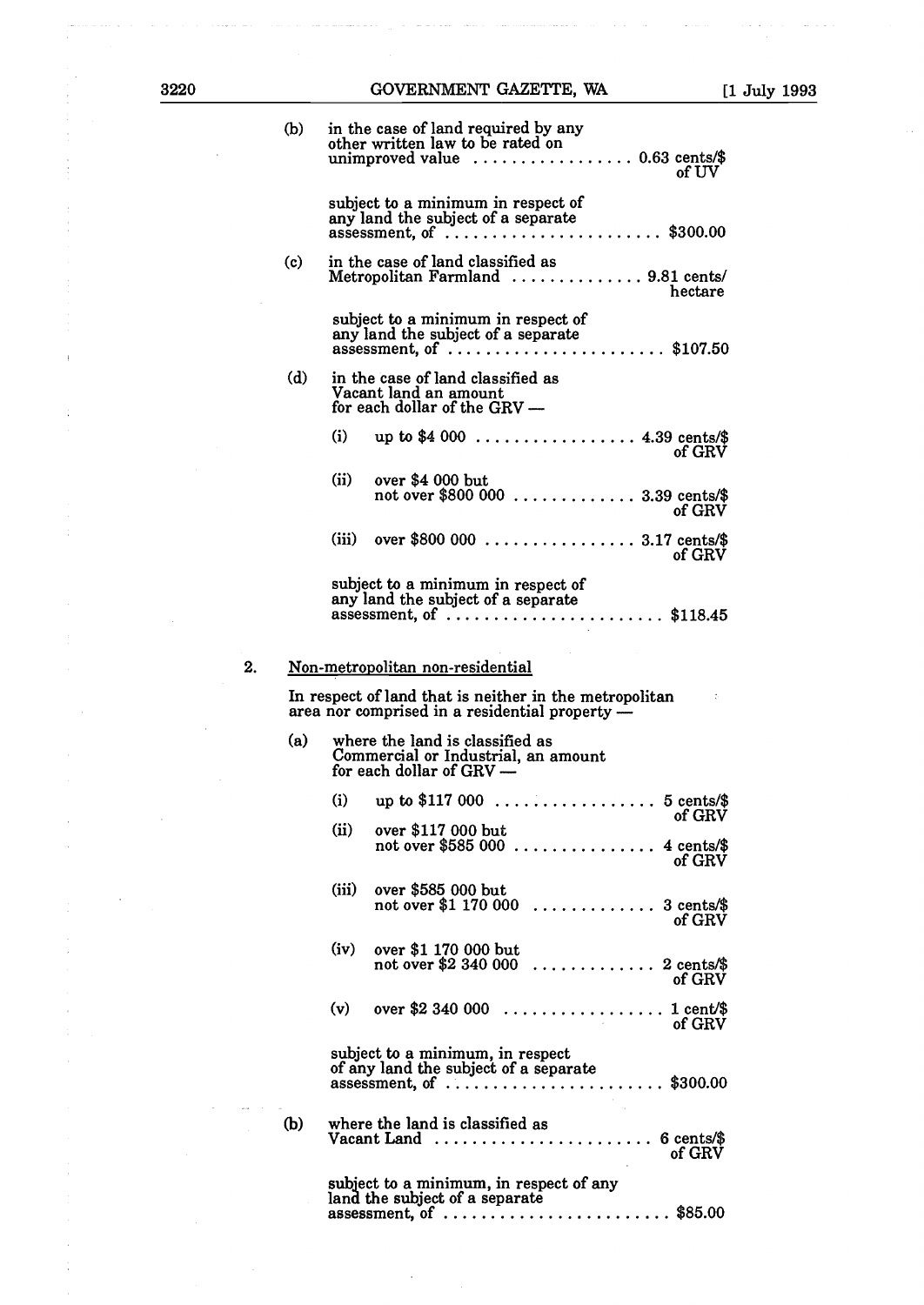(b) in the case of land required by any other written law to be rated on unimproved value ................. 0.63 cents/$ of UV

subject to a minimum in respect of any land the subject of a separate assessment, of ....................... $300.00

(c) in the case of land classified as Metropolitan Farmland .............. 9.81 cents/ hectare

subject to a minimum in respect of any land the subject of a separate assessment, of ....................... $107.50

(d) in the case of land classified as Vacant land an amount for each dollar of the GRV —

(i) up to $4 000 ................. 4.39 cents/$ of GRV

(ii) over $4 000 but not over $800 000 ............. 3.39 cents/$ of GRV

(iii) over $800 000 ................ 3.17 cents/$ of GRV

subject to a minimum in respect of any land the subject of a separate assessment, of ....................... $118.45

2. Non-metropolitan non-residential

In respect of land that is neither in the metropolitan area nor comprised in a residential property —

(a) where the land is classified as Commercial or Industrial, an amount for each dollar of GRV —

(i) up to $117 000 ................. 5 cents/$ of GRV

(ii) over $117 000 but not over $585 000 ............... 4 cents/$ of GRV

(iii) over $585 000 but not over $1 170 000 ............. 3 cents/$ of GRV

(iv) over $1 170 000 but not over $2 340 000 ............. 2 cents/$ of GRV

(v) over $2 340 000 ................. 1 cent/$ of GRV

subject to a minimum, in respect of any land the subject of a separate assessment, of ....................... $300.00

(b) where the land is classified as Vacant Land ....................... 6 cents/$ of GRV

subject to a minimum, in respect of any land the subject of a separate assessment, of ........................ $85.00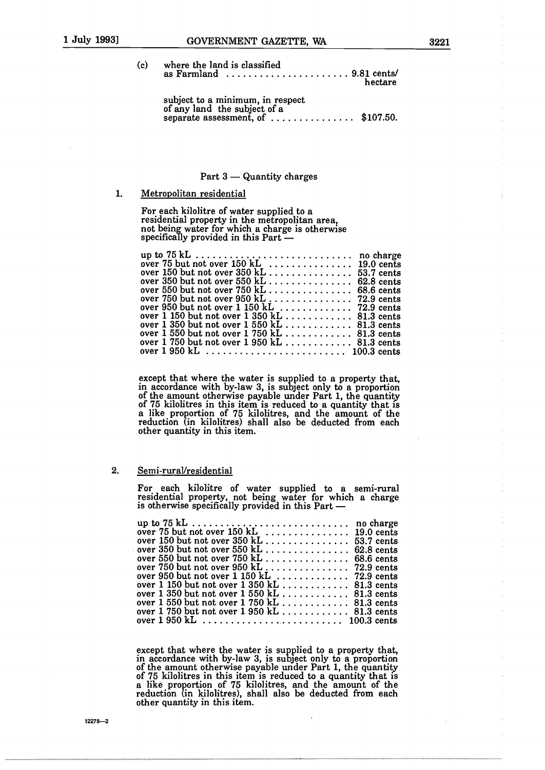(c) where the land is classified as Farmland ...................... 9.81 cents/hectare

subject to a minimum, in respect of any land the subject of a separate assessment, of ............... $107.50.

## Part 3 — Quantity charges

1. Metropolitan residential

For each kilolitre of water supplied to a residential property in the metropolitan area, not being water for which a charge is otherwise specifically provided in this Part —

| | |
|---|---|
| up to 75 kL | no charge |
| over 75 but not over 150 kL | 19.0 cents |
| over 150 but not over 350 kL | 53.7 cents |
| over 350 but not over 550 kL | 62.8 cents |
| over 550 but not over 750 kL | 68.6 cents |
| over 750 but not over 950 kL | 72.9 cents |
| over 950 but not over 1 150 kL | 72.9 cents |
| over 1 150 but not over 1 350 kL | 81.3 cents |
| over 1 350 but not over 1 550 kL | 81.3 cents |
| over 1 550 but not over 1 750 kL | 81.3 cents |
| over 1 750 but not over 1 950 kL | 81.3 cents |
| over 1 950 kL | 100.3 cents |

except that where the water is supplied to a property that, in accordance with by-law 3, is subject only to a proportion of the amount otherwise payable under Part 1, the quantity of 75 kilolitres in this item is reduced to a quantity that is a like proportion of 75 kilolitres, and the amount of the reduction (in kilolitres) shall also be deducted from each other quantity in this item.

2. Semi-rural/residential

For each kilolitre of water supplied to a semi-rural residential property, not being water for which a charge is otherwise specifically provided in this Part —

| | |
|---|---|
| up to 75 kL | no charge |
| over 75 but not over 150 kL | 19.0 cents |
| over 150 but not over 350 kL | 53.7 cents |
| over 350 but not over 550 kL | 62.8 cents |
| over 550 but not over 750 kL | 68.6 cents |
| over 750 but not over 950 kL | 72.9 cents |
| over 950 but not over 1 150 kL | 72.9 cents |
| over 1 150 but not over 1 350 kL | 81.3 cents |
| over 1 350 but not over 1 550 kL | 81.3 cents |
| over 1 550 but not over 1 750 kL | 81.3 cents |
| over 1 750 but not over 1 950 kL | 81.3 cents |
| over 1 950 kL | 100.3 cents |

except that where the water is supplied to a property that, in accordance with by-law 3, is subject only to a proportion of the amount otherwise payable under Part 1, the quantity of 75 kilolitres in this item is reduced to a quantity that is a like proportion of 75 kilolitres, and the amount of the reduction (in kilolitres), shall also be deducted from each other quantity in this item.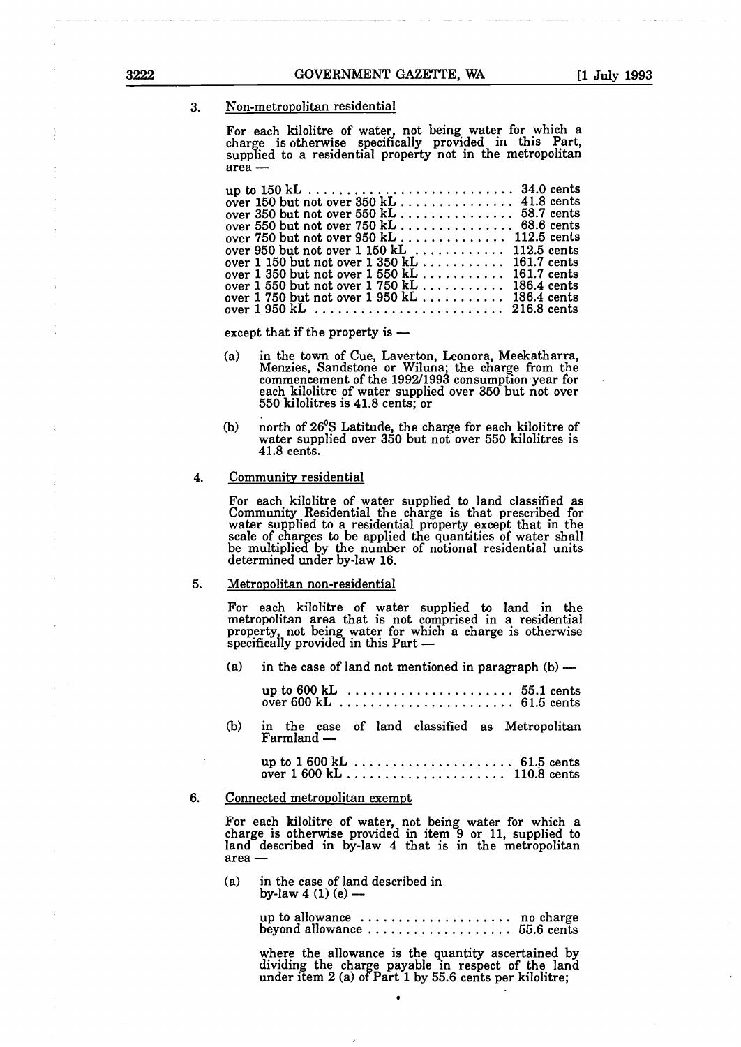3. Non-metropolitan residential

For each kilolitre of water, not being water for which a charge is otherwise specifically provided in this Part, supplied to a residential property not in the metropolitan area —

| | |
|---|---|
| up to 150 kL | 34.0 cents |
| over 150 but not over 350 kL | 41.8 cents |
| over 350 but not over 550 kL | 58.7 cents |
| over 550 but not over 750 kL | 68.6 cents |
| over 750 but not over 950 kL | 112.5 cents |
| over 950 but not over 1 150 kL | 112.5 cents |
| over 1 150 but not over 1 350 kL | 161.7 cents |
| over 1 350 but not over 1 550 kL | 161.7 cents |
| over 1 550 but not over 1 750 kL | 186.4 cents |
| over 1 750 but not over 1 950 kL | 186.4 cents |
| over 1 950 kL | 216.8 cents |

except that if the property is —

(a) in the town of Cue, Laverton, Leonora, Meekatharra, Menzies, Sandstone or Wiluna; the charge from the commencement of the 1992/1993 consumption year for each kilolitre of water supplied over 350 but not over 550 kilolitres is 41.8 cents; or

(b) north of 26°S Latitude, the charge for each kilolitre of water supplied over 350 but not over 550 kilolitres is 41.8 cents.

4. Community residential

For each kilolitre of water supplied to land classified as Community Residential the charge is that prescribed for water supplied to a residential property except that in the scale of charges to be applied the quantities of water shall be multiplied by the number of notional residential units determined under by-law 16.

5. Metropolitan non-residential

For each kilolitre of water supplied to land in the metropolitan area that is not comprised in a residential property, not being water for which a charge is otherwise specifically provided in this Part —

(a) in the case of land not mentioned in paragraph (b) —

| | |
|---|---|
| up to 600 kL | 55.1 cents |
| over 600 kL | 61.5 cents |

(b) in the case of land classified as Metropolitan Farmland —

| | |
|---|---|
| up to 1 600 kL | 61.5 cents |
| over 1 600 kL | 110.8 cents |

6. Connected metropolitan exempt

For each kilolitre of water, not being water for which a charge is otherwise provided in item 9 or 11, supplied to land described in by-law 4 that is in the metropolitan area —

(a) in the case of land described in by-law 4 (1) (e) —

| | |
|---|---|
| up to allowance | no charge |
| beyond allowance | 55.6 cents |

where the allowance is the quantity ascertained by dividing the charge payable in respect of the land under item 2 (a) of Part 1 by 55.6 cents per kilolitre;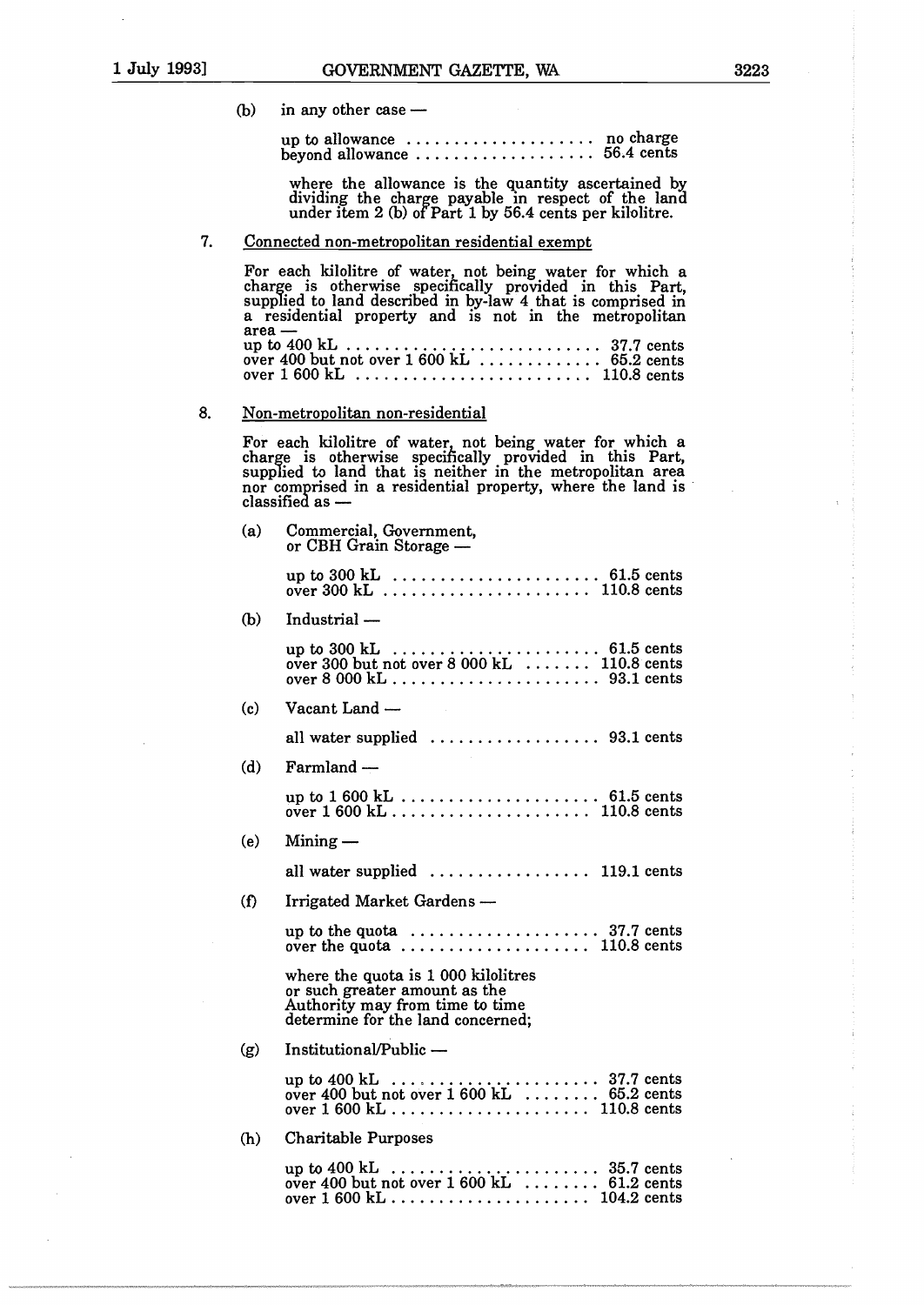(b) in any other case —

up to allowance .................... no charge
beyond allowance .................... 56.4 cents

where the allowance is the quantity ascertained by dividing the charge payable in respect of the land under item 2 (b) of Part 1 by 56.4 cents per kilolitre.

7. Connected non-metropolitan residential exempt

For each kilolitre of water, not being water for which a charge is otherwise specifically provided in this Part, supplied to land described in by-law 4 that is comprised in a residential property and is not in the metropolitan area —

up to 400 kL .......................... 37.7 cents
over 400 but not over 1 600 kL ............ 65.2 cents
over 1 600 kL .......................... 110.8 cents

8. Non-metropolitan non-residential

For each kilolitre of water, not being water for which a charge is otherwise specifically provided in this Part, supplied to land that is neither in the metropolitan area nor comprised in a residential property, where the land is classified as —

(a) Commercial, Government, or CBH Grain Storage —

up to 300 kL .......................... 61.5 cents
over 300 kL .......................... 110.8 cents

(b) Industrial —

up to 300 kL .......................... 61.5 cents
over 300 but not over 8 000 kL ....... 110.8 cents
over 8 000 kL .......................... 93.1 cents

(c) Vacant Land —

all water supplied .................... 93.1 cents

(d) Farmland —

up to 1 600 kL .......................... 61.5 cents
over 1 600 kL .......................... 110.8 cents

(e) Mining —

all water supplied .................... 119.1 cents

(f) Irrigated Market Gardens —

up to the quota .................... 37.7 cents
over the quota .................... 110.8 cents

where the quota is 1 000 kilolitres or such greater amount as the Authority may from time to time determine for the land concerned;

(g) Institutional/Public —

up to 400 kL .......................... 37.7 cents
over 400 but not over 1 600 kL ........ 65.2 cents
over 1 600 kL .......................... 110.8 cents

(h) Charitable Purposes

up to 400 kL .......................... 35.7 cents
over 400 but not over 1 600 kL ........ 61.2 cents
over 1 600 kL .......................... 104.2 cents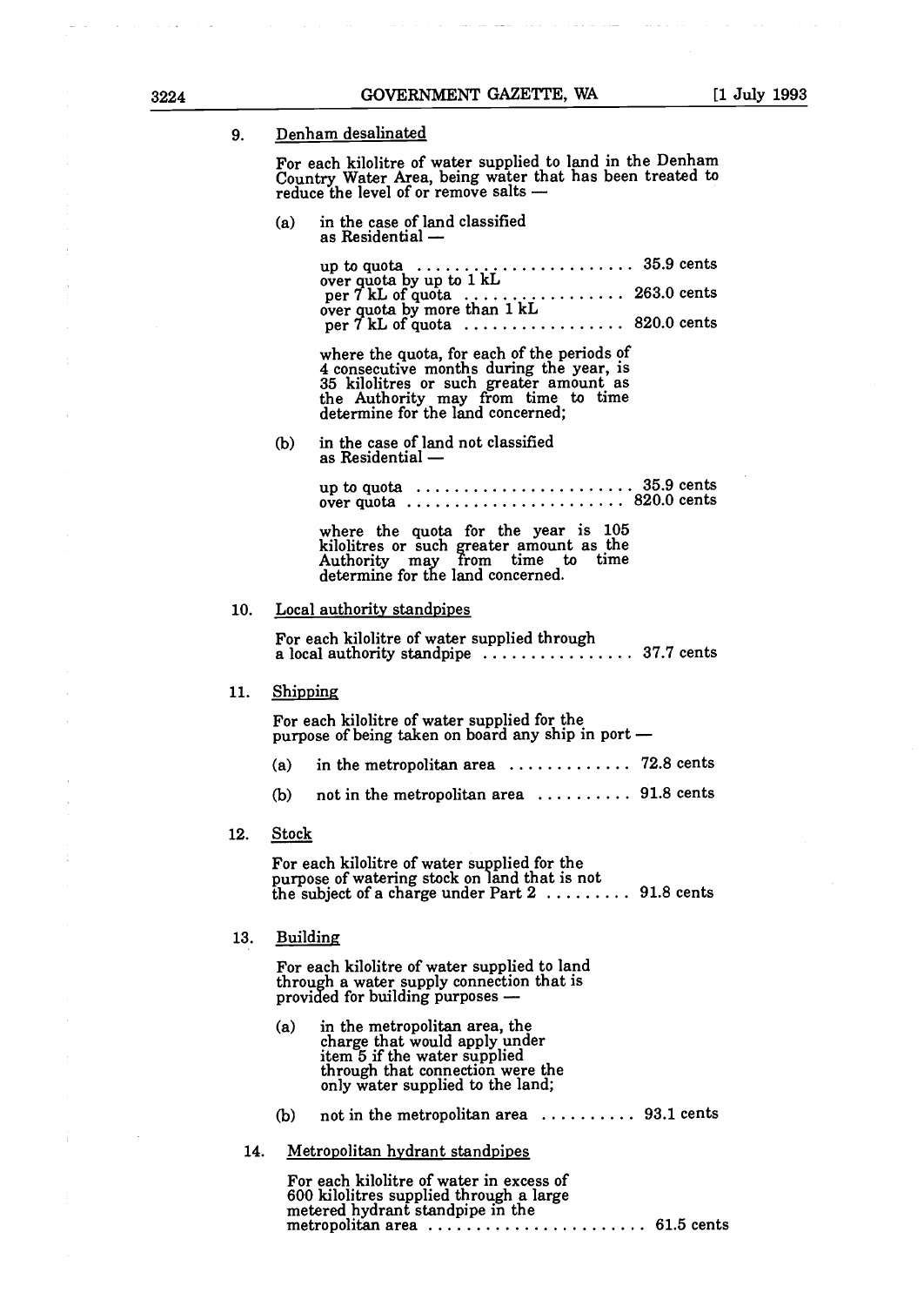9. Denham desalinated

For each kilolitre of water supplied to land in the Denham Country Water Area, being water that has been treated to reduce the level of or remove salts —

(a) in the case of land classified as Residential —

up to quota ........................ 35.9 cents
over quota by up to 1 kL per 7 kL of quota ................. 263.0 cents
over quota by more than 1 kL per 7 kL of quota ................. 820.0 cents

where the quota, for each of the periods of 4 consecutive months during the year, is 35 kilolitres or such greater amount as the Authority may from time to time determine for the land concerned;

(b) in the case of land not classified as Residential —

up to quota ........................ 35.9 cents
over quota ........................ 820.0 cents

where the quota for the year is 105 kilolitres or such greater amount as the Authority may from time to time determine for the land concerned.

10. Local authority standpipes

For each kilolitre of water supplied through a local authority standpipe ................ 37.7 cents

11. Shipping

For each kilolitre of water supplied for the purpose of being taken on board any ship in port —

(a) in the metropolitan area ............. 72.8 cents

(b) not in the metropolitan area .......... 91.8 cents

12. Stock

For each kilolitre of water supplied for the purpose of watering stock on land that is not the subject of a charge under Part 2 ......... 91.8 cents

13. Building

For each kilolitre of water supplied to land through a water supply connection that is provided for building purposes —

(a) in the metropolitan area, the charge that would apply under item 5 if the water supplied through that connection were the only water supplied to the land;

(b) not in the metropolitan area .......... 93.1 cents

14. Metropolitan hydrant standpipes

For each kilolitre of water in excess of 600 kilolitres supplied through a large metered hydrant standpipe in the metropolitan area ........................ 61.5 cents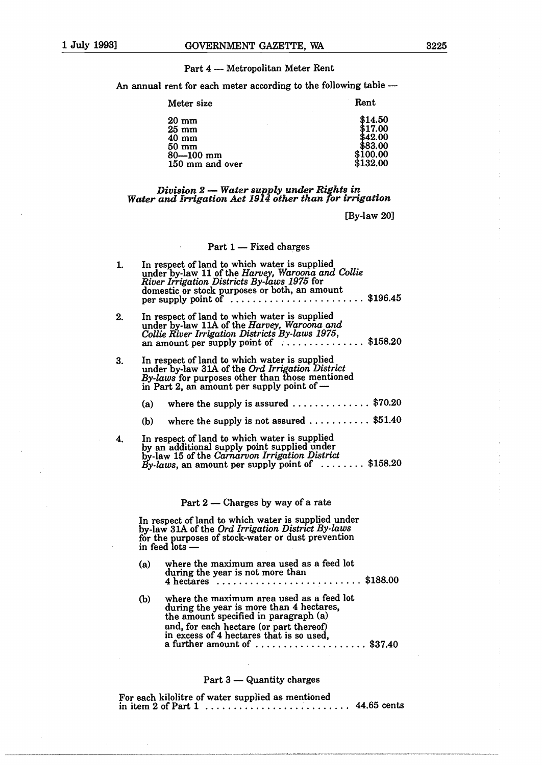Part 4 — Metropolitan Meter Rent

An annual rent for each meter according to the following table —

| Meter size | Rent |
|---|---|
| 20 mm | $14.50 |
| 25 mm | $17.00 |
| 40 mm | $42.00 |
| 50 mm | $83.00 |
| 80—100 mm | $100.00 |
| 150 mm and over | $132.00 |

### *Division 2 — Water supply under Rights in Water and Irrigation Act 1914 other than for irrigation*

[By-law 20]

Part 1 — Fixed charges

1. In respect of land to which water is supplied under by-law 11 of the *Harvey, Waroona and Collie River Irrigation Districts By-laws 1975* for domestic or stock purposes or both, an amount per supply point of ........................ $196.45

2. In respect of land to which water is supplied under by-law 11A of the *Harvey, Waroona and Collie River Irrigation Districts By-laws 1975*, an amount per supply point of ............... $158.20

3. In respect of land to which water is supplied under by-law 31A of the *Ord Irrigation District By-laws* for purposes other than those mentioned in Part 2, an amount per supply point of —

   (a) where the supply is assured .............. $70.20

   (b) where the supply is not assured ........... $51.40

4. In respect of land to which water is supplied by an additional supply point supplied under by-law 15 of the *Carnarvon Irrigation District By-laws*, an amount per supply point of ........ $158.20

Part 2 — Charges by way of a rate

In respect of land to which water is supplied under by-law 31A of the *Ord Irrigation District By-laws* for the purposes of stock-water or dust prevention in feed lots —

(a) where the maximum area used as a feed lot during the year is not more than 4 hectares .......................... $188.00

(b) where the maximum area used as a feed lot during the year is more than 4 hectares, the amount specified in paragraph (a) and, for each hectare (or part thereof) in excess of 4 hectares that is so used, a further amount of .................... $37.40

Part 3 — Quantity charges

For each kilolitre of water supplied as mentioned in item 2 of Part 1 .......................... 44.65 cents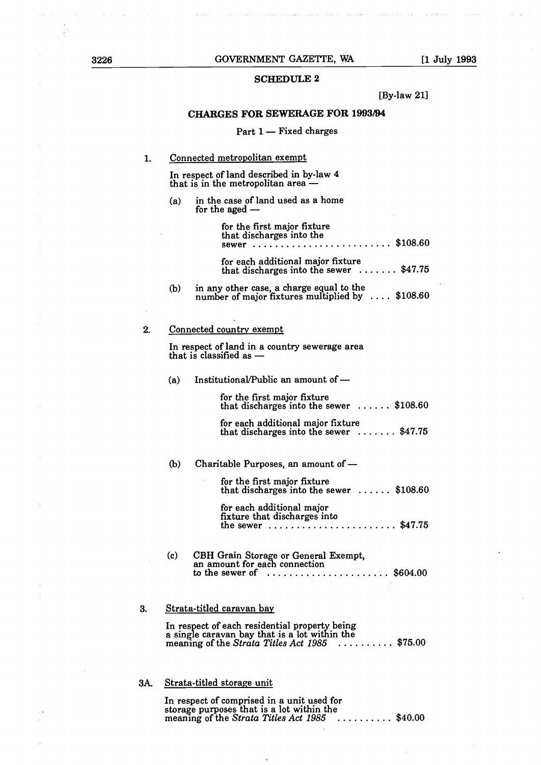## SCHEDULE 2

[By-law 21]

### CHARGES FOR SEWERAGE FOR 1993/94

Part 1 — Fixed charges

1. Connected metropolitan exempt

In respect of land described in by-law 4 that is in the metropolitan area —

(a) in the case of land used as a home for the aged —

for the first major fixture that discharges into the sewer .......................... $108.60

for each additional major fixture that discharges into the sewer ....... $47.75

(b) in any other case, a charge equal to the number of major fixtures multiplied by .... $108.60

2. Connected country exempt

In respect of land in a country sewerage area that is classified as —

(a) Institutional/Public an amount of —

for the first major fixture that discharges into the sewer ...... $108.60

for each additional major fixture that discharges into the sewer ....... $47.75

(b) Charitable Purposes, an amount of —

for the first major fixture that discharges into the sewer ...... $108.60

for each additional major fixture that discharges into the sewer ....................... $47.75

(c) CBH Grain Storage or General Exempt, an amount for each connection to the sewer of ...................... $604.00

3. Strata-titled caravan bay

In respect of each residential property being a single caravan bay that is a lot within the meaning of the *Strata Titles Act 1985* .......... $75.00

3A. Strata-titled storage unit

In respect of comprised in a unit used for storage purposes that is a lot within the meaning of the *Strata Titles Act 1985* .......... $40.00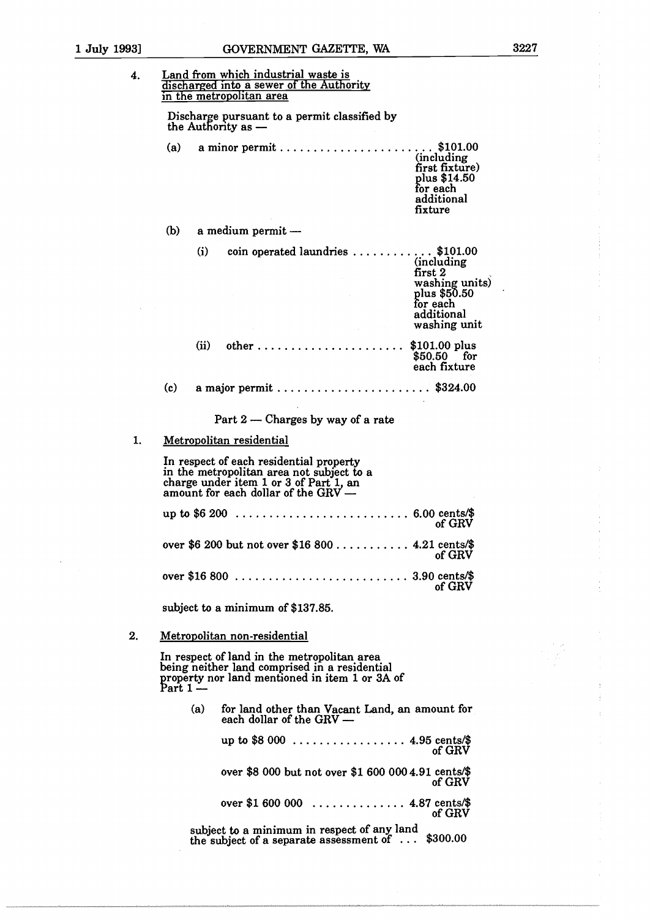4. <u>Land from which industrial waste is discharged into a sewer of the Authority in the metropolitan area</u>

Discharge pursuant to a permit classified by the Authority as —

(a) a minor permit . . . . . . . . . . . . . . . . . . . . . . . $101.00 (including first fixture) plus $14.50 for each additional fixture

(b) a medium permit —

(i) coin operated laundries . . . . . . . . . . . . $101.00 (including first 2 washing units) plus $50.50 for each additional washing unit

(ii) other . . . . . . . . . . . . . . . . . . . . . . $101.00 plus $50.50 for each fixture

(c) a major permit . . . . . . . . . . . . . . . . . . . . . . . $324.00

Part 2 — Charges by way of a rate

1. <u>Metropolitan residential</u>

In respect of each residential property in the metropolitan area not subject to a charge under item 1 or 3 of Part 1, an amount for each dollar of the GRV —

up to $6 200 . . . . . . . . . . . . . . . . . . . . . . . . . . 6.00 cents/$ of GRV

over $6 200 but not over $16 800 . . . . . . . . . . . 4.21 cents/$ of GRV

over $16 800 . . . . . . . . . . . . . . . . . . . . . . . . . . 3.90 cents/$ of GRV

subject to a minimum of $137.85.

2. <u>Metropolitan non-residential</u>

In respect of land in the metropolitan area being neither land comprised in a residential property nor land mentioned in item 1 or 3A of Part 1 —

(a) for land other than Vacant Land, an amount for each dollar of the GRV —

up to $8 000 . . . . . . . . . . . . . . . . . 4.95 cents/$ of GRV

over $8 000 but not over $1 600 000 4.91 cents/$ of GRV

over $1 600 000 . . . . . . . . . . . . . . 4.87 cents/$ of GRV

subject to a minimum in respect of any land the subject of a separate assessment of . . . $300.00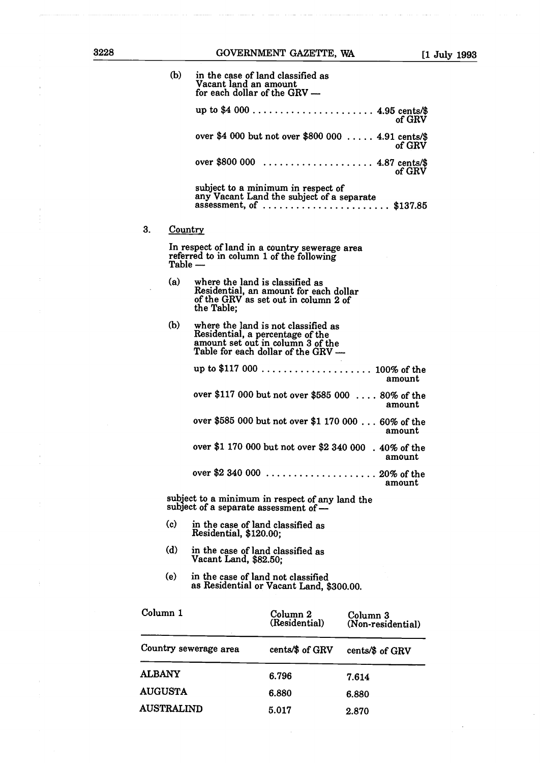(b) in the case of land classified as Vacant land an amount for each dollar of the GRV —

up to $4 000 ...................... 4.95 cents/$ of GRV

over $4 000 but not over $800 000 ..... 4.91 cents/$ of GRV

over $800 000 .................... 4.87 cents/$ of GRV

subject to a minimum in respect of any Vacant Land the subject of a separate assessment, of ...................... $137.85

3. Country

In respect of land in a country sewerage area referred to in column 1 of the following Table —

(a) where the land is classified as Residential, an amount for each dollar of the GRV as set out in column 2 of the Table;

(b) where the land is not classified as Residential, a percentage of the amount set out in column 3 of the Table for each dollar of the GRV —

up to $117 000 .................... 100% of the amount

over $117 000 but not over $585 000 .... 80% of the amount

over $585 000 but not over $1 170 000 ... 60% of the amount

over $1 170 000 but not over $2 340 000 . 40% of the amount

over $2 340 000 .................... 20% of the amount

subject to a minimum in respect of any land the subject of a separate assessment of —

(c) in the case of land classified as Residential, $120.00;

(d) in the case of land classified as Vacant Land, $82.50;

(e) in the case of land not classified as Residential or Vacant Land, $300.00.

| Column 1 | Column 2 (Residential) | Column 3 (Non-residential) |
|---|---|---|
| Country sewerage area | cents/$ of GRV | cents/$ of GRV |
| ALBANY | 6.796 | 7.614 |
| AUGUSTA | 6.880 | 6.880 |
| AUSTRALIND | 5.017 | 2.870 |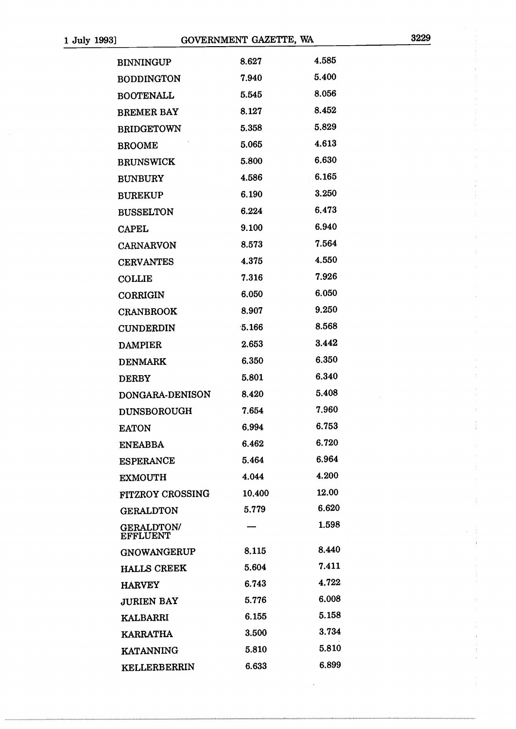| | | |
|---|---|---|
| BINNINGUP | 8.627 | 4.585 |
| BODDINGTON | 7.940 | 5.400 |
| BOOTENALL | 5.545 | 8.056 |
| BREMER BAY | 8.127 | 8.452 |
| BRIDGETOWN | 5.358 | 5.829 |
| BROOME | 5.065 | 4.613 |
| BRUNSWICK | 5.800 | 6.630 |
| BUNBURY | 4.586 | 6.165 |
| BUREKUP | 6.190 | 3.250 |
| BUSSELTON | 6.224 | 6.473 |
| CAPEL | 9.100 | 6.940 |
| CARNARVON | 8.573 | 7.564 |
| CERVANTES | 4.375 | 4.550 |
| COLLIE | 7.316 | 7.926 |
| CORRIGIN | 6.050 | 6.050 |
| CRANBROOK | 8.907 | 9.250 |
| CUNDERDIN | 5.166 | 8.568 |
| DAMPIER | 2.653 | 3.442 |
| DENMARK | 6.350 | 6.350 |
| DERBY | 5.801 | 6.340 |
| DONGARA-DENISON | 8.420 | 5.408 |
| DUNSBOROUGH | 7.654 | 7.960 |
| EATON | 6.994 | 6.753 |
| ENEABBA | 6.462 | 6.720 |
| ESPERANCE | 5.464 | 6.964 |
| EXMOUTH | 4.044 | 4.200 |
| FITZROY CROSSING | 10.400 | 12.00 |
| GERALDTON | 5.779 | 6.620 |
| GERALDTON/ EFFLUENT | — | 1.598 |
| GNOWANGERUP | 8.115 | 8.440 |
| HALLS CREEK | 5.604 | 7.411 |
| HARVEY | 6.743 | 4.722 |
| JURIEN BAY | 5.776 | 6.008 |
| KALBARRI | 6.155 | 5.158 |
| KARRATHA | 3.500 | 3.734 |
| KATANNING | 5.810 | 5.810 |
| KELLERBERRIN | 6.633 | 6.899 |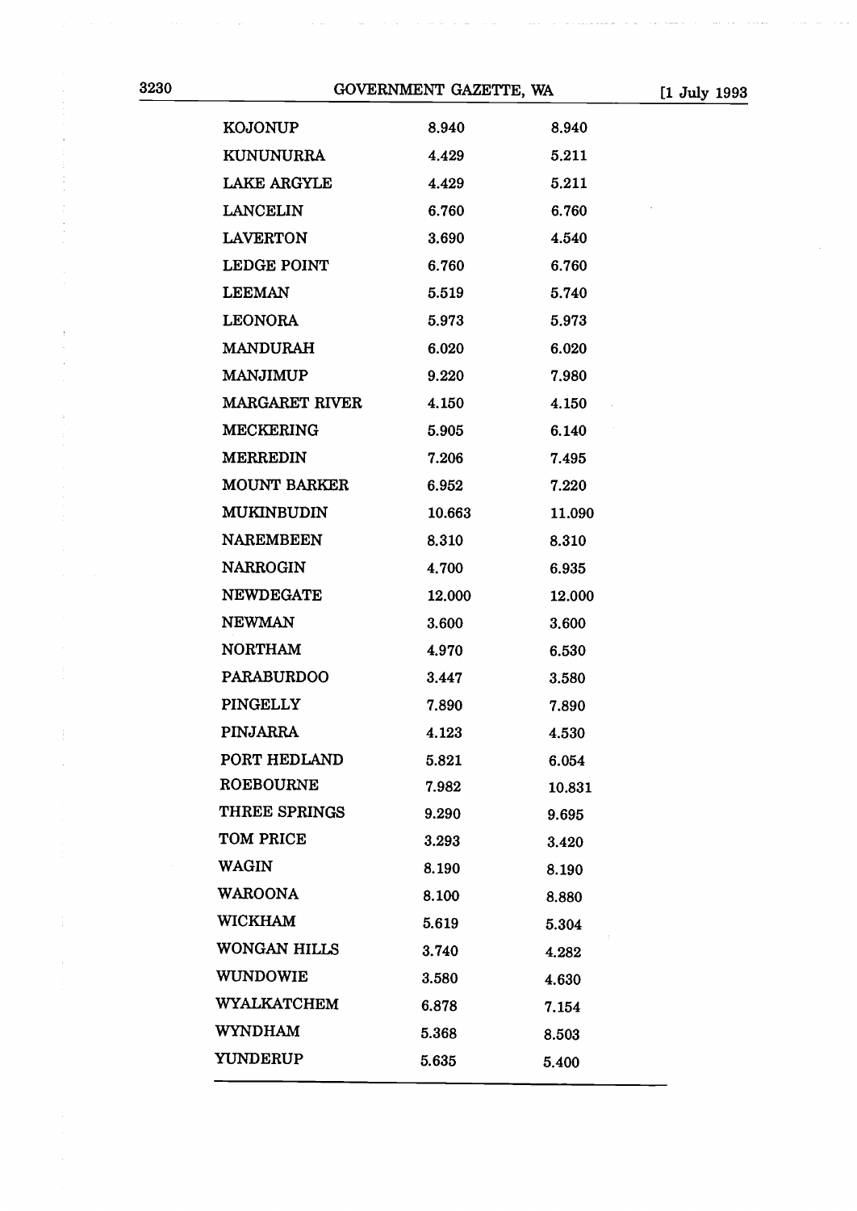| | | |
|---|---|---|
| KOJONUP | 8.940 | 8.940 |
| KUNUNURRA | 4.429 | 5.211 |
| LAKE ARGYLE | 4.429 | 5.211 |
| LANCELIN | 6.760 | 6.760 |
| LAVERTON | 3.690 | 4.540 |
| LEDGE POINT | 6.760 | 6.760 |
| LEEMAN | 5.519 | 5.740 |
| LEONORA | 5.973 | 5.973 |
| MANDURAH | 6.020 | 6.020 |
| MANJIMUP | 9.220 | 7.980 |
| MARGARET RIVER | 4.150 | 4.150 |
| MECKERING | 5.905 | 6.140 |
| MERREDIN | 7.206 | 7.495 |
| MOUNT BARKER | 6.952 | 7.220 |
| MUKINBUDIN | 10.663 | 11.090 |
| NAREMBEEN | 8.310 | 8.310 |
| NARROGIN | 4.700 | 6.935 |
| NEWDEGATE | 12.000 | 12.000 |
| NEWMAN | 3.600 | 3.600 |
| NORTHAM | 4.970 | 6.530 |
| PARABURDOO | 3.447 | 3.580 |
| PINGELLY | 7.890 | 7.890 |
| PINJARRA | 4.123 | 4.530 |
| PORT HEDLAND | 5.821 | 6.054 |
| ROEBOURNE | 7.982 | 10.831 |
| THREE SPRINGS | 9.290 | 9.695 |
| TOM PRICE | 3.293 | 3.420 |
| WAGIN | 8.190 | 8.190 |
| WAROONA | 8.100 | 8.880 |
| WICKHAM | 5.619 | 5.304 |
| WONGAN HILLS | 3.740 | 4.282 |
| WUNDOWIE | 3.580 | 4.630 |
| WYALKATCHEM | 6.878 | 7.154 |
| WYNDHAM | 5.368 | 8.503 |
| YUNDERUP | 5.635 | 5.400 |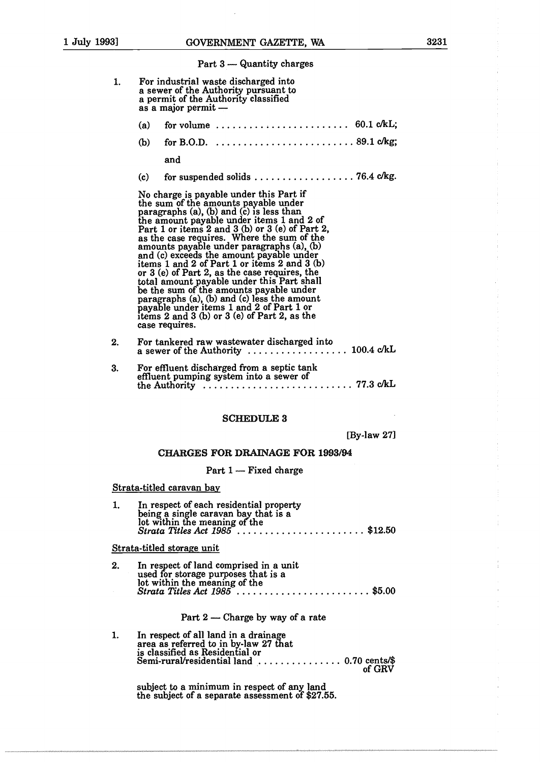Part 3 — Quantity charges

1. For industrial waste discharged into a sewer of the Authority pursuant to a permit of the Authority classified as a major permit —

   (a) for volume ........................ 60.1 c/kL;

   (b) for B.O.D. ........................ 89.1 c/kg;

   and

   (c) for suspended solids .................. 76.4 c/kg.

   No charge is payable under this Part if the sum of the amounts payable under paragraphs (a), (b) and (c) is less than the amount payable under items 1 and 2 of Part 1 or items 2 and 3 (b) or 3 (e) of Part 2, as the case requires. Where the sum of the amounts payable under paragraphs (a), (b) and (c) exceeds the amount payable under items 1 and 2 of Part 1 or items 2 and 3 (b) or 3 (e) of Part 2, as the case requires, the total amount payable under this Part shall be the sum of the amounts payable under paragraphs (a), (b) and (c) less the amount payable under items 1 and 2 of Part 1 or items 2 and 3 (b) or 3 (e) of Part 2, as the case requires.

2. For tankered raw wastewater discharged into a sewer of the Authority ................. 100.4 c/kL

3. For effluent discharged from a septic tank effluent pumping system into a sewer of the Authority .......................... 77.3 c/kL

## SCHEDULE 3

[By-law 27]

### CHARGES FOR DRAINAGE FOR 1993/94

Part 1 — Fixed charge

Strata-titled caravan bay

1. In respect of each residential property being a single caravan bay that is a lot within the meaning of the *Strata Titles Act 1985* ...................... $12.50

Strata-titled storage unit

2. In respect of land comprised in a unit used for storage purposes that is a lot within the meaning of the *Strata Titles Act 1985* ....................... $5.00

Part 2 — Charge by way of a rate

1. In respect of all land in a drainage area as referred to in by-law 27 that is classified as Residential or Semi-rural/residential land ............... 0.70 cents/$ of GRV

   subject to a minimum in respect of any land the subject of a separate assessment of $27.55.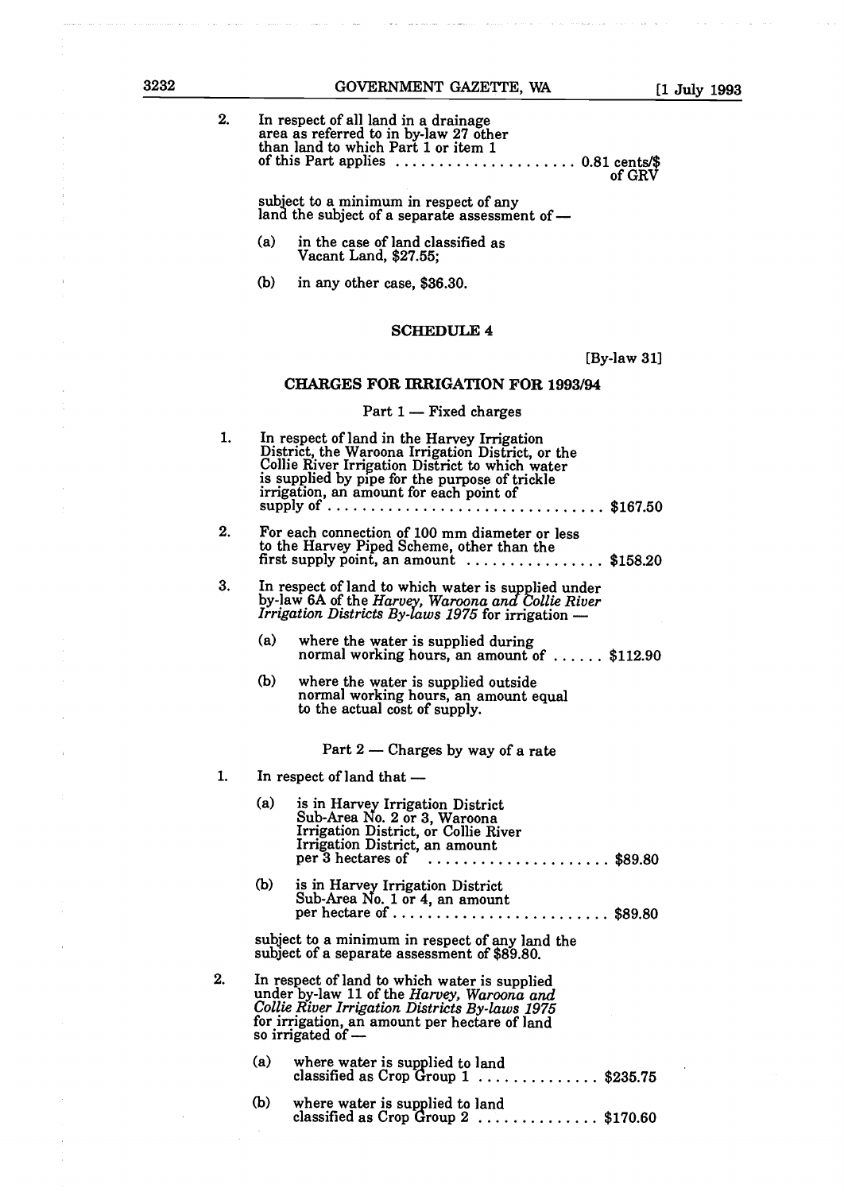2. In respect of all land in a drainage area as referred to in by-law 27 other than land to which Part 1 or item 1 of this Part applies .................... 0.81 cents/$ of GRV

   subject to a minimum in respect of any land the subject of a separate assessment of —

   (a) in the case of land classified as Vacant Land, $27.55;

   (b) in any other case, $36.30.

## SCHEDULE 4

[By-law 31]

### CHARGES FOR IRRIGATION FOR 1993/94

#### Part 1 — Fixed charges

1. In respect of land in the Harvey Irrigation District, the Waroona Irrigation District, or the Collie River Irrigation District to which water is supplied by pipe for the purpose of trickle irrigation, an amount for each point of supply of ................................ $167.50

2. For each connection of 100 mm diameter or less to the Harvey Piped Scheme, other than the first supply point, an amount ................ $158.20

3. In respect of land to which water is supplied under by-law 6A of the *Harvey, Waroona and Collie River Irrigation Districts By-laws 1975* for irrigation —

   (a) where the water is supplied during normal working hours, an amount of ...... $112.90

   (b) where the water is supplied outside normal working hours, an amount equal to the actual cost of supply.

#### Part 2 — Charges by way of a rate

1. In respect of land that —

   (a) is in Harvey Irrigation District Sub-Area No. 2 or 3, Waroona Irrigation District, or Collie River Irrigation District, an amount per 3 hectares of ..................... $89.80

   (b) is in Harvey Irrigation District Sub-Area No. 1 or 4, an amount per hectare of ......................... $89.80

   subject to a minimum in respect of any land the subject of a separate assessment of $89.80.

2. In respect of land to which water is supplied under by-law 11 of the *Harvey, Waroona and Collie River Irrigation Districts By-laws 1975* for irrigation, an amount per hectare of land so irrigated of —

   (a) where water is supplied to land classified as Crop Group 1 .............. $235.75

   (b) where water is supplied to land classified as Crop Group 2 .............. $170.60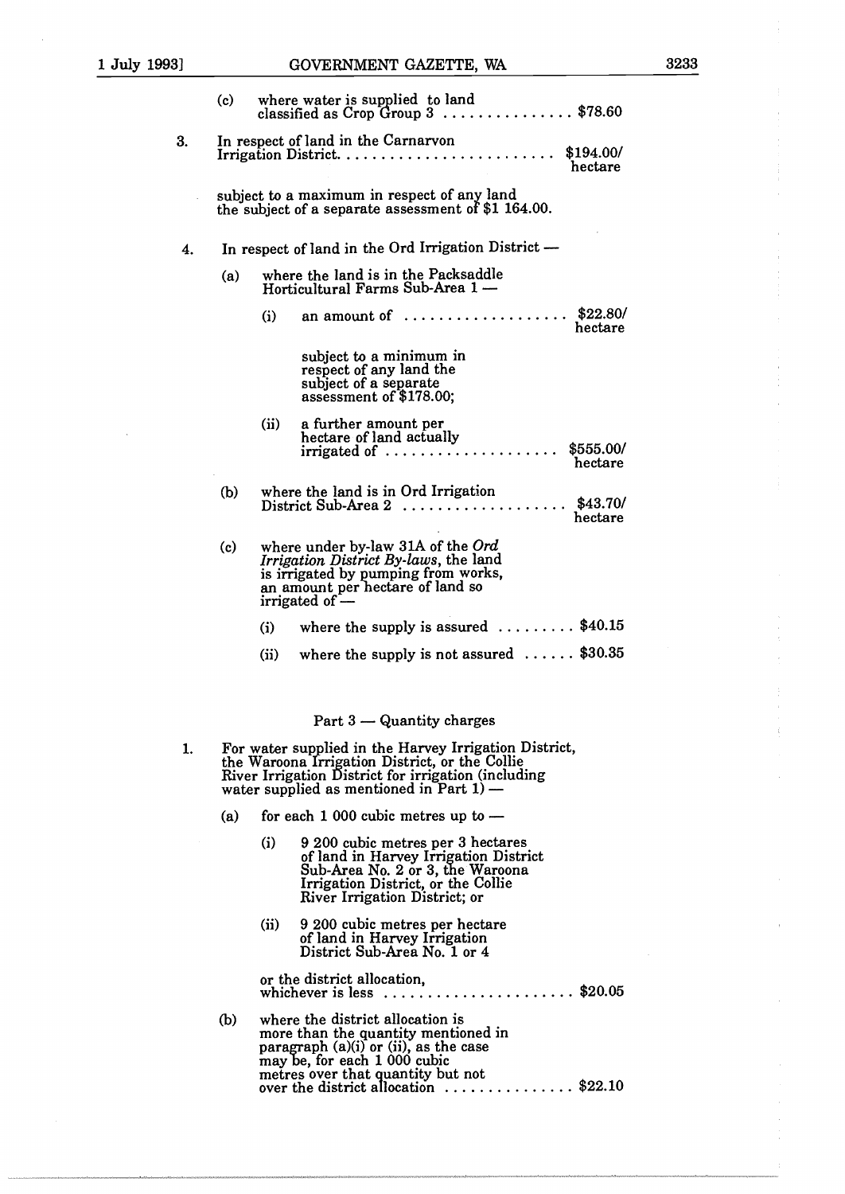(c) where water is supplied to land classified as Crop Group 3 . . . . . . . . . . . . . . . $78.60

3. In respect of land in the Carnarvon Irrigation District. . . . . . . . . . . . . . . . . . . . . . . . . $194.00/ hectare

subject to a maximum in respect of any land the subject of a separate assessment of $1 164.00.

4. In respect of land in the Ord Irrigation District —

(a) where the land is in the Packsaddle Horticultural Farms Sub-Area 1 —

(i) an amount of . . . . . . . . . . . . . . . . . . . $22.80/ hectare

subject to a minimum in respect of any land the subject of a separate assessment of $178.00;

(ii) a further amount per hectare of land actually irrigated of . . . . . . . . . . . . . . . . . . . . $555.00/ hectare

(b) where the land is in Ord Irrigation District Sub-Area 2 . . . . . . . . . . . . . . . . . . . $43.70/ hectare

(c) where under by-law 31A of the *Ord Irrigation District By-laws*, the land is irrigated by pumping from works, an amount per hectare of land so irrigated of —

(i) where the supply is assured . . . . . . . . . $40.15

(ii) where the supply is not assured . . . . . . $30.35

## Part 3 — Quantity charges

1. For water supplied in the Harvey Irrigation District, the Waroona Irrigation District, or the Collie River Irrigation District for irrigation (including water supplied as mentioned in Part 1) —

(a) for each 1 000 cubic metres up to —

(i) 9 200 cubic metres per 3 hectares of land in Harvey Irrigation District Sub-Area No. 2 or 3, the Waroona Irrigation District, or the Collie River Irrigation District; or

(ii) 9 200 cubic metres per hectare of land in Harvey Irrigation District Sub-Area No. 1 or 4

or the district allocation, whichever is less . . . . . . . . . . . . . . . . . . . . . . $20.05

(b) where the district allocation is more than the quantity mentioned in paragraph (a)(i) or (ii), as the case may be, for each 1 000 cubic metres over that quantity but not over the district allocation . . . . . . . . . . . . . . . $22.10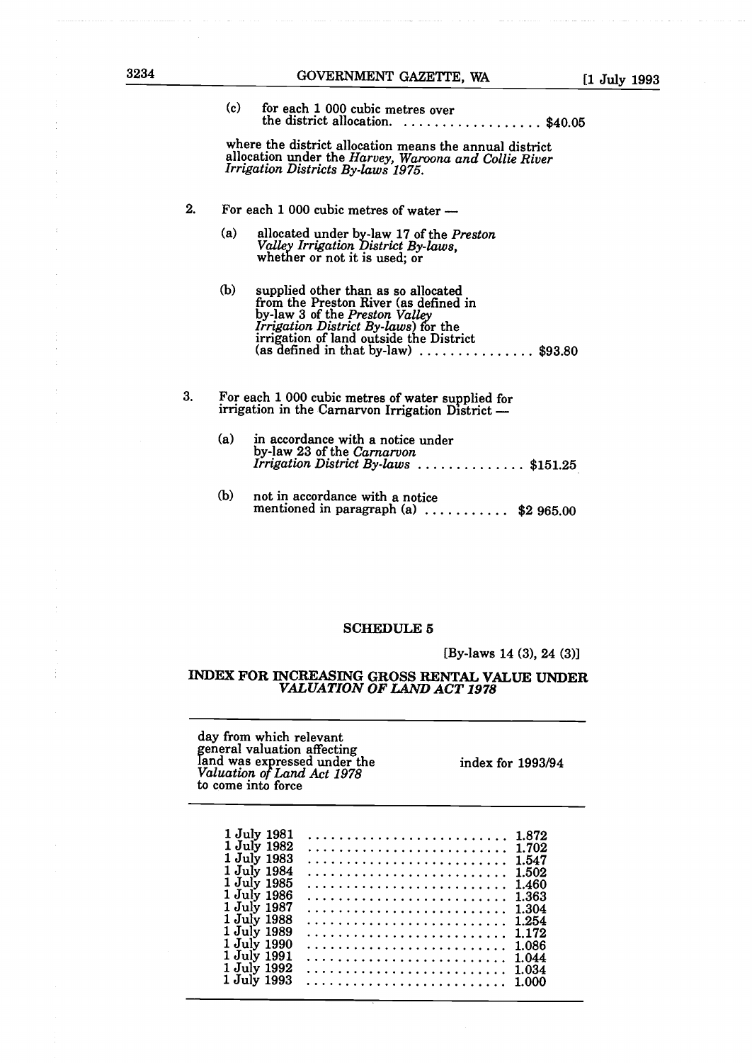(c) for each 1 000 cubic metres over the district allocation. .................. $40.05

where the district allocation means the annual district allocation under the *Harvey, Waroona and Collie River Irrigation Districts By-laws 1975*.

2. For each 1 000 cubic metres of water —

   (a) allocated under by-law 17 of the *Preston Valley Irrigation District By-laws*, whether or not it is used; or

   (b) supplied other than as so allocated from the Preston River (as defined in by-law 3 of the *Preston Valley Irrigation District By-laws*) for the irrigation of land outside the District (as defined in that by-law) ............... $93.80

3. For each 1 000 cubic metres of water supplied for irrigation in the Carnarvon Irrigation District —

   (a) in accordance with a notice under by-law 23 of the *Carnarvon Irrigation District By-laws* .............. $151.25

   (b) not in accordance with a notice mentioned in paragraph (a) ........... $2 965.00

## SCHEDULE 5

[By-laws 14 (3), 24 (3)]

### INDEX FOR INCREASING GROSS RENTAL VALUE UNDER *VALUATION OF LAND ACT 1978*

| day from which relevant general valuation affecting land was expressed under the *Valuation of Land Act 1978* to come into force | index for 1993/94 |
|---|---|
| 1 July 1981 | 1.872 |
| 1 July 1982 | 1.702 |
| 1 July 1983 | 1.547 |
| 1 July 1984 | 1.502 |
| 1 July 1985 | 1.460 |
| 1 July 1986 | 1.363 |
| 1 July 1987 | 1.304 |
| 1 July 1988 | 1.254 |
| 1 July 1989 | 1.172 |
| 1 July 1990 | 1.086 |
| 1 July 1991 | 1.044 |
| 1 July 1992 | 1.034 |
| 1 July 1993 | 1.000 |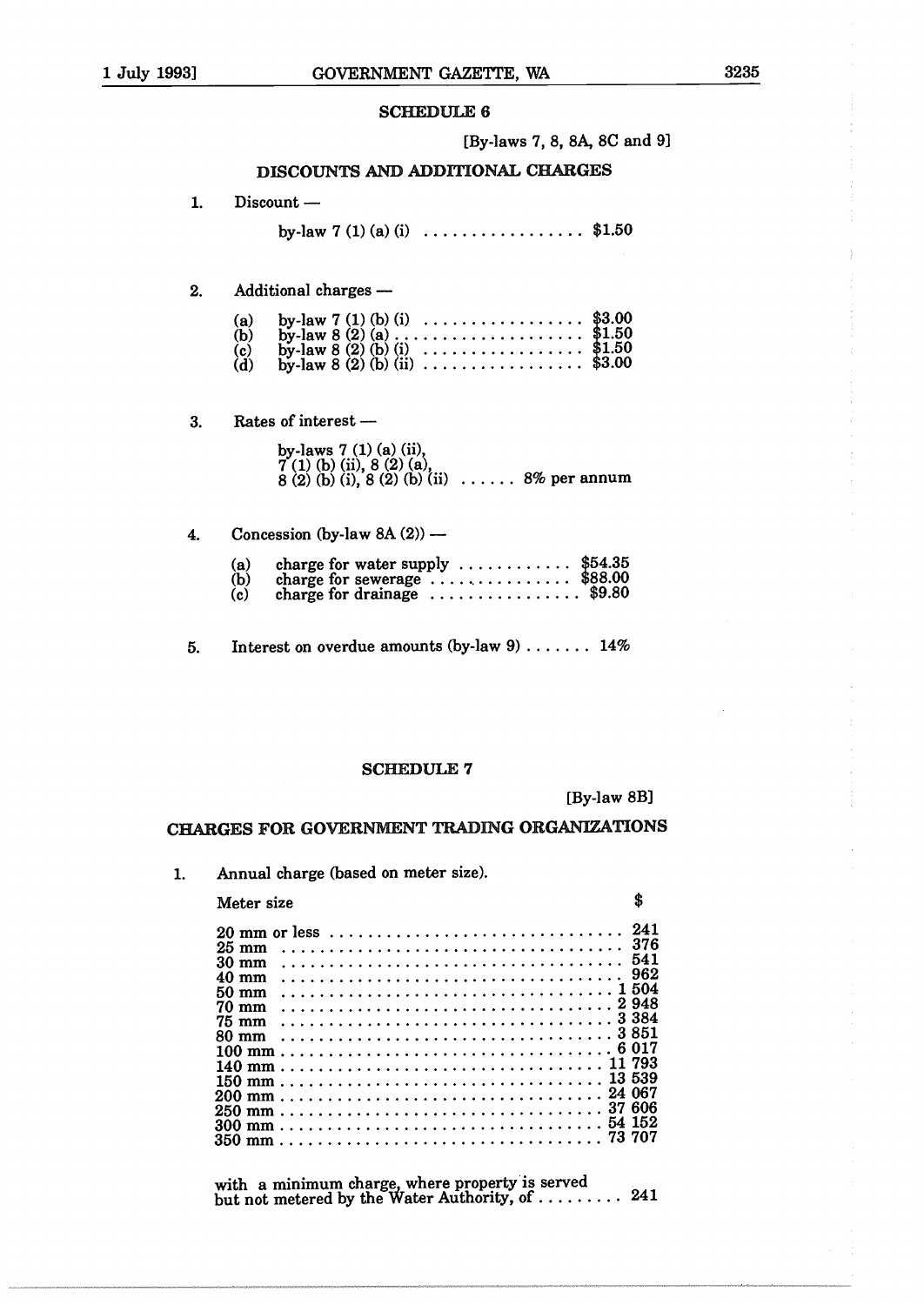## SCHEDULE 6

[By-laws 7, 8, 8A, 8C and 9]

### DISCOUNTS AND ADDITIONAL CHARGES

1. Discount —

   by-law 7 (1) (a) (i) ................. $1.50

2. Additional charges —

   (a) by-law 7 (1) (b) (i) ................. $3.00
   (b) by-law 8 (2) (a) .................... $1.50
   (c) by-law 8 (2) (b) (i) ................. $1.50
   (d) by-law 8 (2) (b) (ii) ................. $3.00

3. Rates of interest —

   by-laws 7 (1) (a) (ii), 7 (1) (b) (ii), 8 (2) (a), 8 (2) (b) (i), 8 (2) (b) (ii) ...... 8% per annum

4. Concession (by-law 8A (2)) —

   (a) charge for water supply ............ $54.35
   (b) charge for sewerage ............... $88.00
   (c) charge for drainage ................ $9.80

5. Interest on overdue amounts (by-law 9) ....... 14%

## SCHEDULE 7

[By-law 8B]

### CHARGES FOR GOVERNMENT TRADING ORGANIZATIONS

1. Annual charge (based on meter size).

| Meter size | $ |
|---|---|
| 20 mm or less | 241 |
| 25 mm | 376 |
| 30 mm | 541 |
| 40 mm | 962 |
| 50 mm | 1 504 |
| 70 mm | 2 948 |
| 75 mm | 3 384 |
| 80 mm | 3 851 |
| 100 mm | 6 017 |
| 140 mm | 11 793 |
| 150 mm | 13 539 |
| 200 mm | 24 067 |
| 250 mm | 37 606 |
| 300 mm | 54 152 |
| 350 mm | 73 707 |

with a minimum charge, where property is served but not metered by the Water Authority, of ......... 241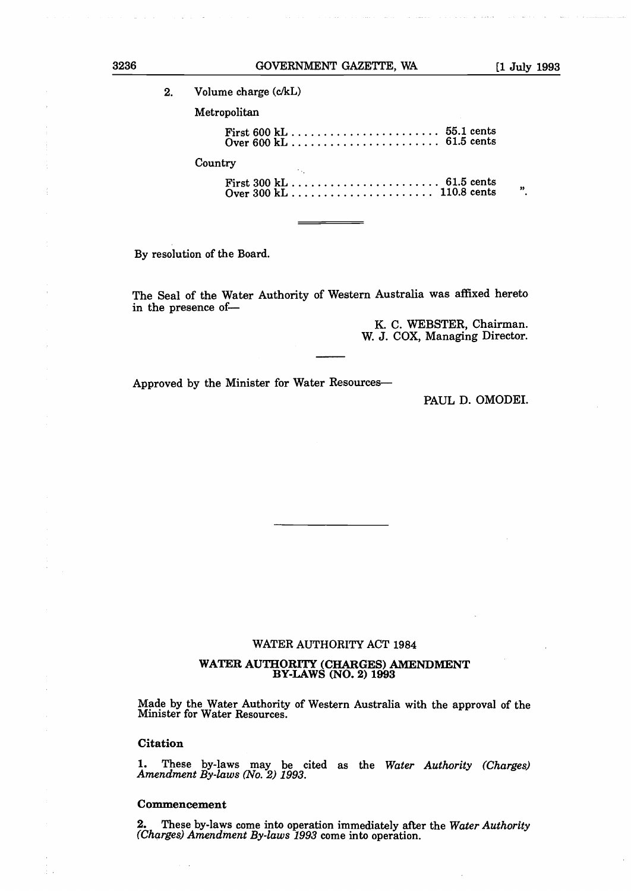2. Volume charge (c/kL)

Metropolitan

First 600 kL . . . . . . . . . . . . . . . . . . . . . . . 55.1 cents
Over 600 kL . . . . . . . . . . . . . . . . . . . . . . . 61.5 cents

Country

First 300 kL . . . . . . . . . . . . . . . . . . . . . . . 61.5 cents
Over 300 kL . . . . . . . . . . . . . . . . . . . . . . 110.8 cents ".

---

By resolution of the Board.

The Seal of the Water Authority of Western Australia was affixed hereto in the presence of—

K. C. WEBSTER, Chairman.
W. J. COX, Managing Director.

---

Approved by the Minister for Water Resources—

PAUL D. OMODEI.

---

WATER AUTHORITY ACT 1984

## WATER AUTHORITY (CHARGES) AMENDMENT BY-LAWS (NO. 2) 1993

Made by the Water Authority of Western Australia with the approval of the Minister for Water Resources.

### Citation

**1.** These by-laws may be cited as the *Water Authority (Charges) Amendment By-laws (No. 2) 1993.*

### Commencement

**2.** These by-laws come into operation immediately after the *Water Authority (Charges) Amendment By-laws 1993* come into operation.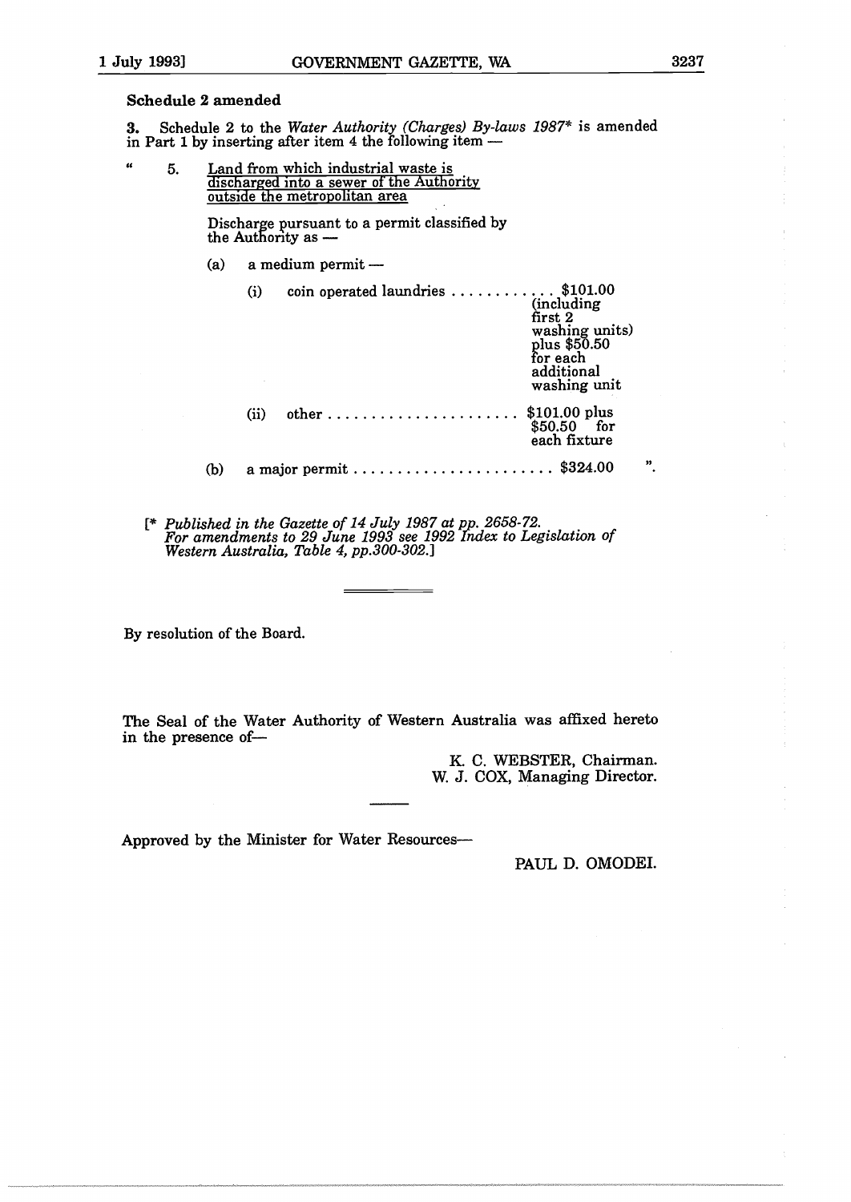### Schedule 2 amended

**3.** Schedule 2 to the *Water Authority (Charges) By-laws 1987*\* is amended in Part 1 by inserting after item 4 the following item —

" 5. Land from which industrial waste is discharged into a sewer of the Authority outside the metropolitan area

Discharge pursuant to a permit classified by the Authority as —

(a) a medium permit —

(i) coin operated laundries . . . . . . . . . . . . $101.00 (including first 2 washing units) plus $50.50 for each additional washing unit

(ii) other . . . . . . . . . . . . . . . . . . . . . . $101.00 plus $50.50 for each fixture

(b) a major permit . . . . . . . . . . . . . . . . . . . . . . . $324.00 ".

[\* *Published in the Gazette of 14 July 1987 at pp. 2658-72. For amendments to 29 June 1993 see 1992 Index to Legislation of Western Australia, Table 4, pp.300-302.*]

---

By resolution of the Board.

The Seal of the Water Authority of Western Australia was affixed hereto in the presence of—

K. C. WEBSTER, Chairman.
W. J. COX, Managing Director.

---

Approved by the Minister for Water Resources—

PAUL D. OMODEI.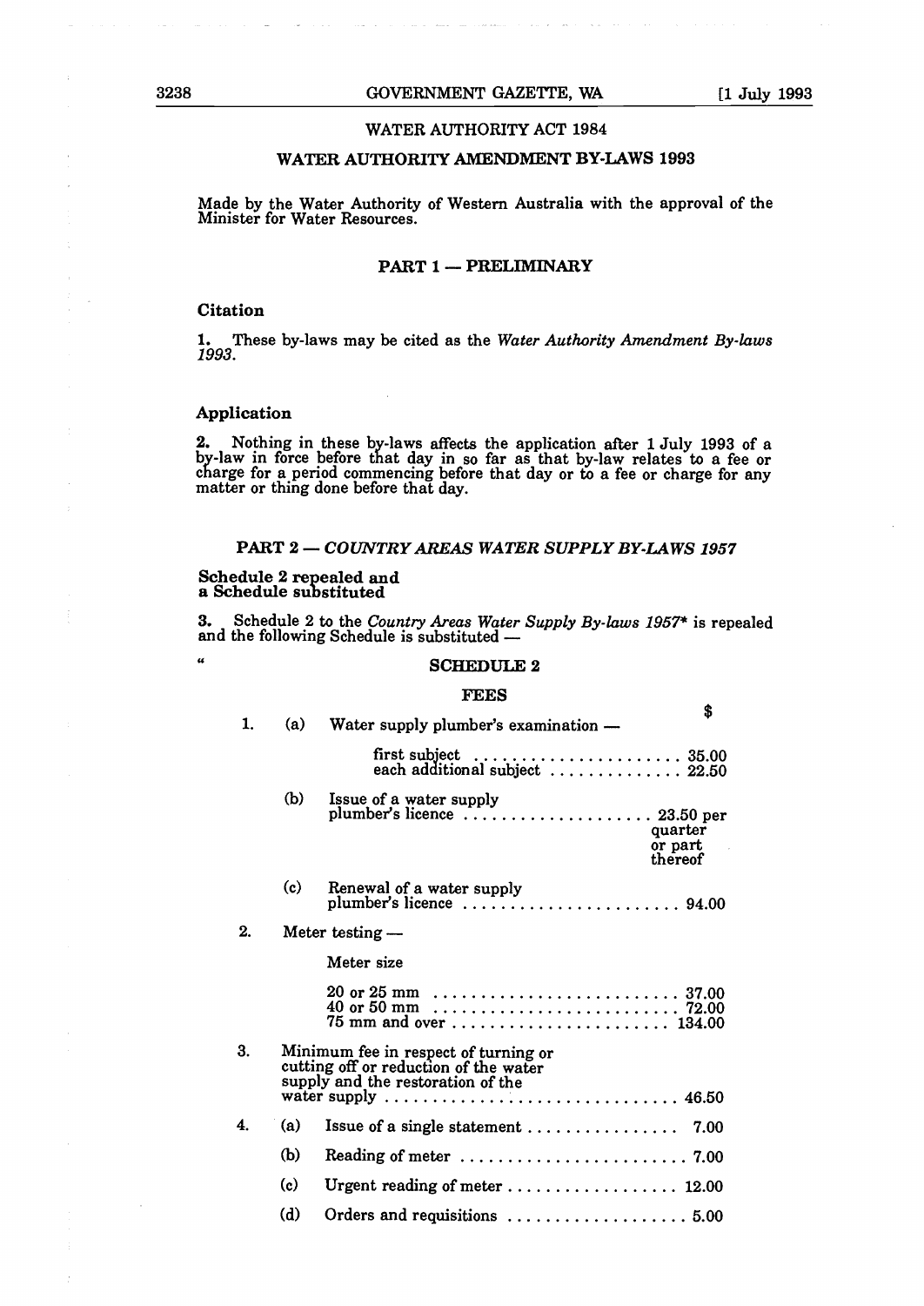## WATER AUTHORITY ACT 1984

## WATER AUTHORITY AMENDMENT BY-LAWS 1993

Made by the Water Authority of Western Australia with the approval of the Minister for Water Resources.

### PART 1 — PRELIMINARY

**Citation**

**1.** These by-laws may be cited as the *Water Authority Amendment By-laws 1993*.

**Application**

**2.** Nothing in these by-laws affects the application after 1 July 1993 of a by-law in force before that day in so far as that by-law relates to a fee or charge for a period commencing before that day or to a fee or charge for any matter or thing done before that day.

### PART 2 — *COUNTRY AREAS WATER SUPPLY BY-LAWS 1957*

**Schedule 2 repealed and a Schedule substituted**

**3.** Schedule 2 to the *Country Areas Water Supply By-laws 1957*\* is repealed and the following Schedule is substituted —

" **SCHEDULE 2**

**FEES**

| | | | $ |
|---|---|---|---|
| 1. | (a) | Water supply plumber's examination — | |
| | | first subject | 35.00 |
| | | each additional subject | 22.50 |
| | (b) | Issue of a water supply plumber's licence | 23.50 per quarter or part thereof |
| | (c) | Renewal of a water supply plumber's licence | 94.00 |
| 2. | | Meter testing — | |
| | | Meter size | |
| | | 20 or 25 mm | 37.00 |
| | | 40 or 50 mm | 72.00 |
| | | 75 mm and over | 134.00 |
| 3. | | Minimum fee in respect of turning or cutting off or reduction of the water supply and the restoration of the water supply | 46.50 |
| 4. | (a) | Issue of a single statement | 7.00 |
| | (b) | Reading of meter | 7.00 |
| | (c) | Urgent reading of meter | 12.00 |
| | (d) | Orders and requisitions | 5.00 |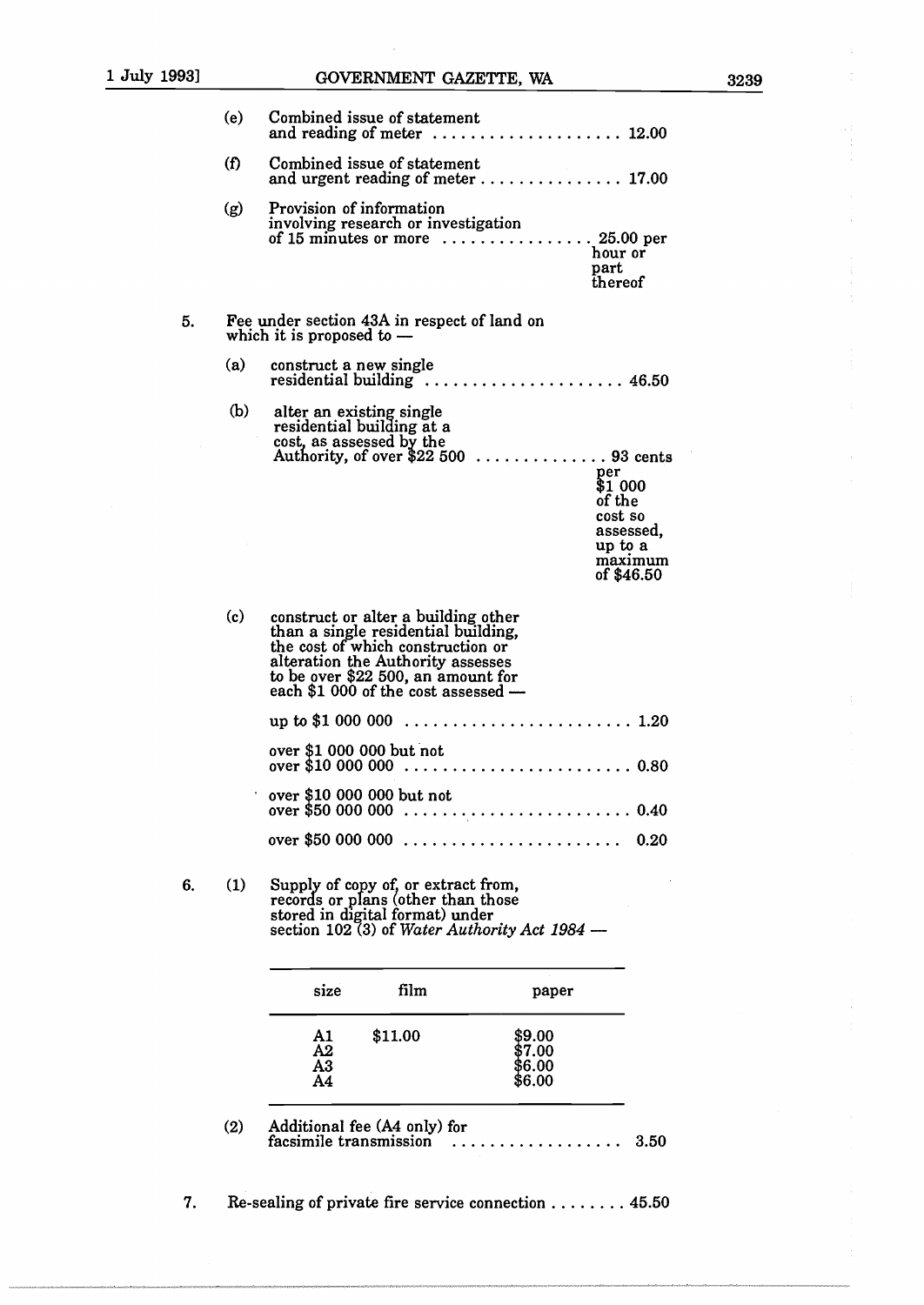(e) Combined issue of statement and reading of meter .................... 12.00

(f) Combined issue of statement and urgent reading of meter ............... 17.00

(g) Provision of information involving research or investigation of 15 minutes or more ................ 25.00 per hour or part thereof

5. Fee under section 43A in respect of land on which it is proposed to —

(a) construct a new single residential building ..................... 46.50

(b) alter an existing single residential building at a cost, as assessed by the Authority, of over $22 500 .............. 93 cents per $1 000 of the cost so assessed, up to a maximum of $46.50

(c) construct or alter a building other than a single residential building, the cost of which construction or alteration the Authority assesses to be over $22 500, an amount for each $1 000 of the cost assessed —

up to $1 000 000 ........................ 1.20

over $1 000 000 but not over $10 000 000 ........................ 0.80

over $10 000 000 but not over $50 000 000 ........................ 0.40

over $50 000 000 ....................... 0.20

6. (1) Supply of copy of, or extract from, records or plans (other than those stored in digital format) under section 102 (3) of *Water Authority Act 1984* —

| size | film | paper |
|---|---|---|
| A1 | $11.00 | $9.00 |
| A2 | | $7.00 |
| A3 | | $6.00 |
| A4 | | $6.00 |

(2) Additional fee (A4 only) for facsimile transmission .................. 3.50

7. Re-sealing of private fire service connection ........ 45.50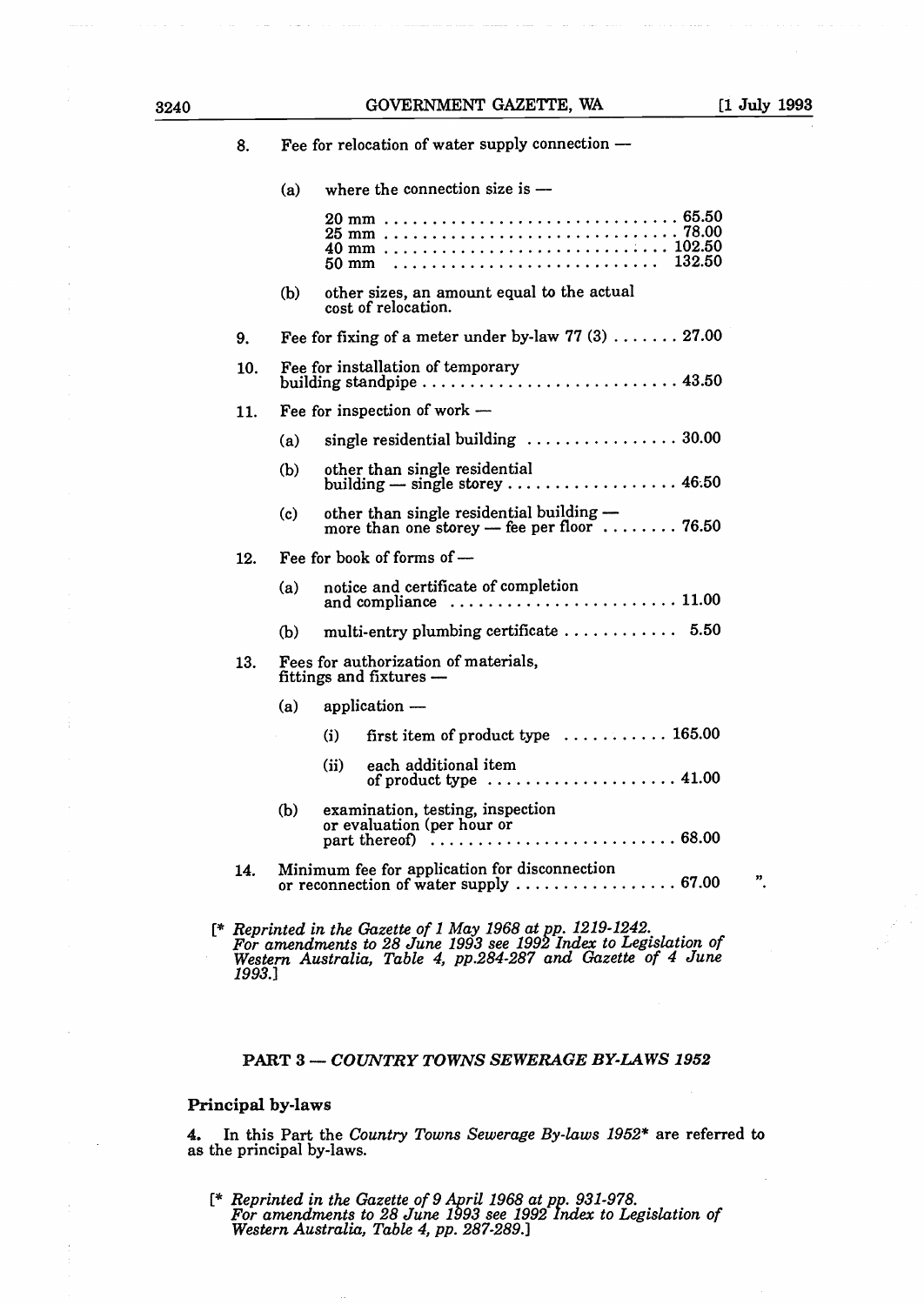8. Fee for relocation of water supply connection —

   (a) where the connection size is —

   20 mm . . . . . . . . . . . . . . . . . . . . . . . . . . . . . . 65.50
   25 mm . . . . . . . . . . . . . . . . . . . . . . . . . . . . . . 78.00
   40 mm . . . . . . . . . . . . . . . . . . . . . . . . . . . . . 102.50
   50 mm . . . . . . . . . . . . . . . . . . . . . . . . . . . . 132.50

   (b) other sizes, an amount equal to the actual cost of relocation.

9. Fee for fixing of a meter under by-law 77 (3) . . . . . . . 27.00

10. Fee for installation of temporary building standpipe . . . . . . . . . . . . . . . . . . . . . . . . . . . 43.50

11. Fee for inspection of work —

   (a) single residential building . . . . . . . . . . . . . . . . 30.00

   (b) other than single residential building — single storey . . . . . . . . . . . . . . . . . . 46.50

   (c) other than single residential building — more than one storey — fee per floor . . . . . . . . 76.50

12. Fee for book of forms of —

   (a) notice and certificate of completion and compliance . . . . . . . . . . . . . . . . . . . . . . . 11.00

   (b) multi-entry plumbing certificate . . . . . . . . . . . . 5.50

13. Fees for authorization of materials, fittings and fixtures —

   (a) application —

      (i) first item of product type . . . . . . . . . . . 165.00

      (ii) each additional item of product type . . . . . . . . . . . . . . . . . . . . 41.00

   (b) examination, testing, inspection or evaluation (per hour or part thereof) . . . . . . . . . . . . . . . . . . . . . . . . . 68.00

14. Minimum fee for application for disconnection or reconnection of water supply . . . . . . . . . . . . . . . . . 67.00 ".

[* *Reprinted in the Gazette of 1 May 1968 at pp. 1219-1242. For amendments to 28 June 1993 see 1992 Index to Legislation of Western Australia, Table 4, pp.284-287 and Gazette of 4 June 1993.*]

## PART 3 — *COUNTRY TOWNS SEWERAGE BY-LAWS 1952*

### Principal by-laws

**4.** In this Part the *Country Towns Sewerage By-laws 1952*\* are referred to as the principal by-laws.

[* *Reprinted in the Gazette of 9 April 1968 at pp. 931-978. For amendments to 28 June 1993 see 1992 Index to Legislation of Western Australia, Table 4, pp. 287-289.*]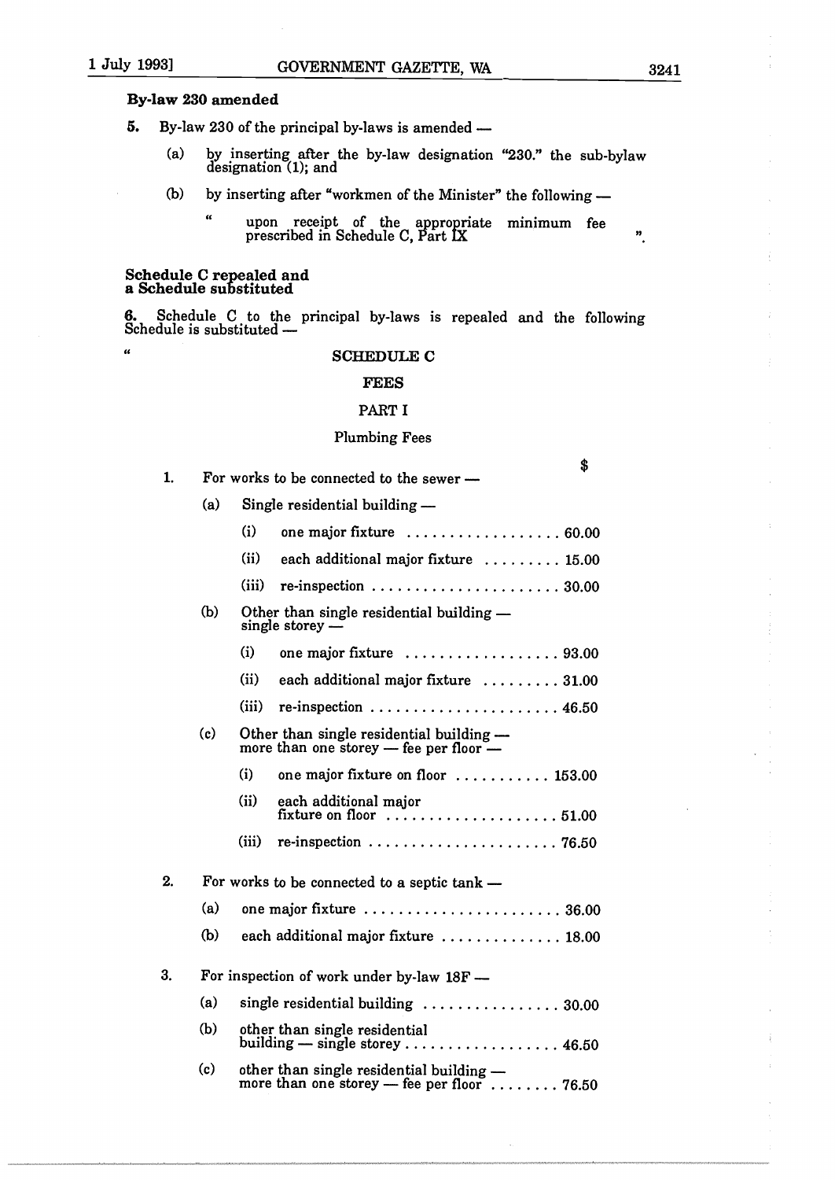**By-law 230 amended**

5. By-law 230 of the principal by-laws is amended —

(a) by inserting after the by-law designation "230." the sub-bylaw designation (1); and

(b) by inserting after "workmen of the Minister" the following —

" upon receipt of the appropriate minimum fee prescribed in Schedule C, Part IX ".

**Schedule C repealed and a Schedule substituted**

6. Schedule C to the principal by-laws is repealed and the following Schedule is substituted —

"

## SCHEDULE C

### FEES

### PART I

#### Plumbing Fees

| | $ |
|---|---|
| 1. For works to be connected to the sewer — | |
| (a) Single residential building — | |
| (i) one major fixture | 60.00 |
| (ii) each additional major fixture | 15.00 |
| (iii) re-inspection | 30.00 |
| (b) Other than single residential building — single storey — | |
| (i) one major fixture | 93.00 |
| (ii) each additional major fixture | 31.00 |
| (iii) re-inspection | 46.50 |
| (c) Other than single residential building — more than one storey — fee per floor — | |
| (i) one major fixture on floor | 153.00 |
| (ii) each additional major fixture on floor | 51.00 |
| (iii) re-inspection | 76.50 |
| 2. For works to be connected to a septic tank — | |
| (a) one major fixture | 36.00 |
| (b) each additional major fixture | 18.00 |
| 3. For inspection of work under by-law 18F — | |
| (a) single residential building | 30.00 |
| (b) other than single residential building — single storey | 46.50 |
| (c) other than single residential building — more than one storey — fee per floor | 76.50 |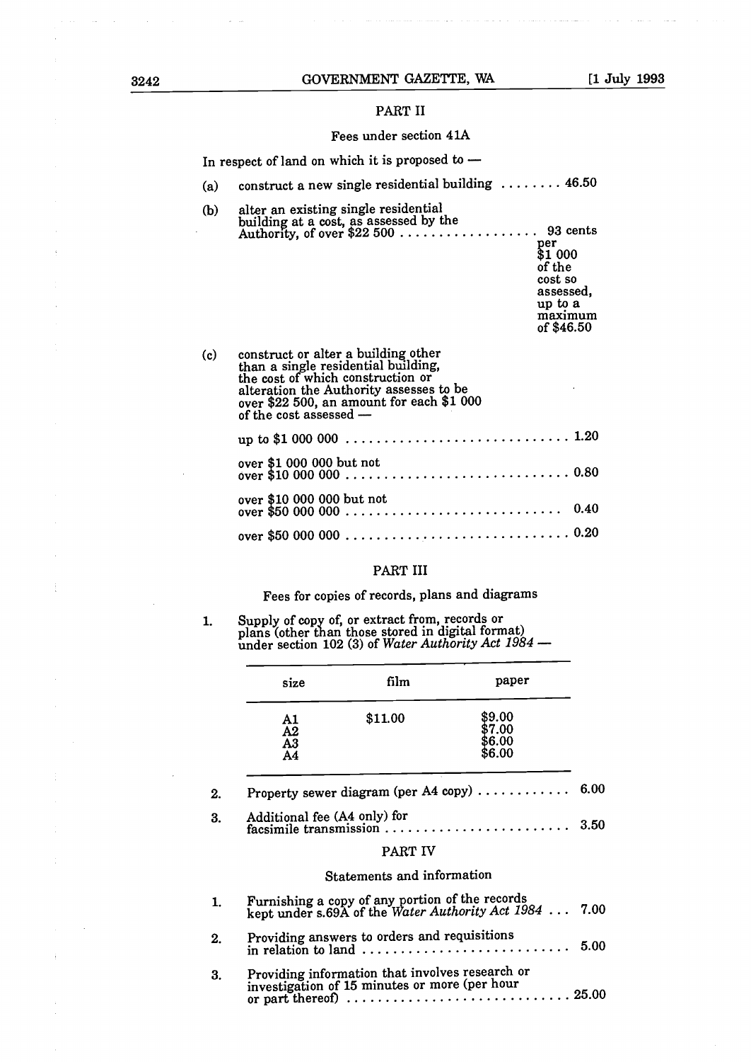## PART II

### Fees under section 41A

In respect of land on which it is proposed to —

(a) construct a new single residential building . . . . . . . . 46.50

(b) alter an existing single residential building at a cost, as assessed by the Authority, of over $22 500 . . . . . . . . . . . . . . . . . . 93 cents per $1 000 of the cost so assessed, up to a maximum of $46.50

(c) construct or alter a building other than a single residential building, the cost of which construction or alteration the Authority assesses to be over $22 500, an amount for each $1 000 of the cost assessed —

up to $1 000 000 . . . . . . . . . . . . . . . . . . . . . . . . . . . . . 1.20

over $1 000 000 but not over $10 000 000 . . . . . . . . . . . . . . . . . . . . . . . . . . . . . 0.80

over $10 000 000 but not over $50 000 000 . . . . . . . . . . . . . . . . . . . . . . . . . . . . 0.40

over $50 000 000 . . . . . . . . . . . . . . . . . . . . . . . . . . . . . 0.20

## PART III

### Fees for copies of records, plans and diagrams

1. Supply of copy of, or extract from, records or plans (other than those stored in digital format) under section 102 (3) of *Water Authority Act 1984* —

| size | film | paper |
|---|---|---|
| A1 | $11.00 | $9.00 |
| A2 | | $7.00 |
| A3 | | $6.00 |
| A4 | | $6.00 |

2. Property sewer diagram (per A4 copy) . . . . . . . . . . . . 6.00

3. Additional fee (A4 only) for facsimile transmission . . . . . . . . . . . . . . . . . . . . . . . . 3.50

## PART IV

### Statements and information

1. Furnishing a copy of any portion of the records kept under s.69A of the *Water Authority Act 1984* . . . 7.00

2. Providing answers to orders and requisitions in relation to land . . . . . . . . . . . . . . . . . . . . . . . . . . . 5.00

3. Providing information that involves research or investigation of 15 minutes or more (per hour or part thereof) . . . . . . . . . . . . . . . . . . . . . . . . . . . . . 25.00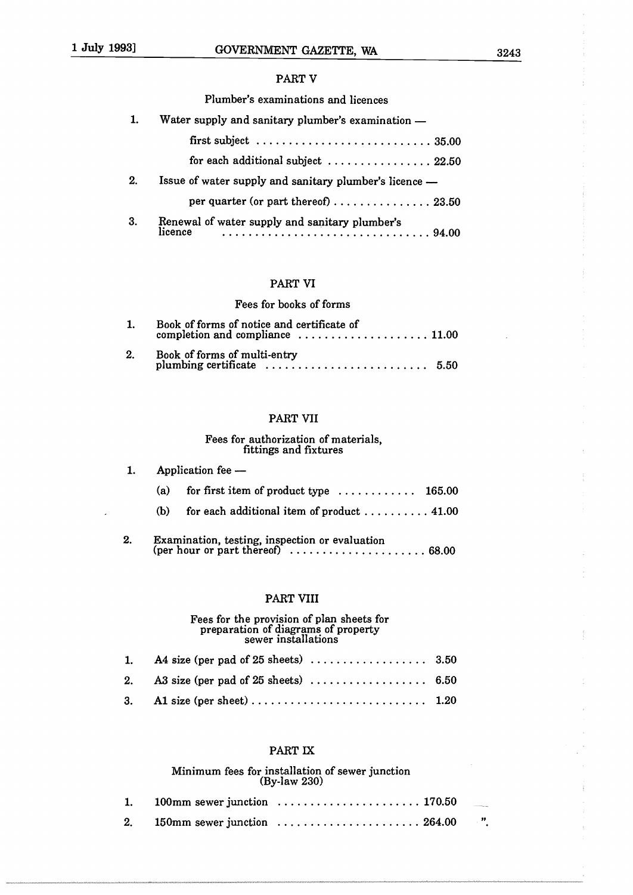## PART V

### Plumber's examinations and licences

1. Water supply and sanitary plumber's examination —

   first subject .......................... 35.00

   for each additional subject ................ 22.50

2. Issue of water supply and sanitary plumber's licence —

   per quarter (or part thereof) ............... 23.50

3. Renewal of water supply and sanitary plumber's licence ................................ 94.00

## PART VI

### Fees for books of forms

1. Book of forms of notice and certificate of completion and compliance .................... 11.00

2. Book of forms of multi-entry plumbing certificate ......................... 5.50

## PART VII

### Fees for authorization of materials, fittings and fixtures

1. Application fee —

   (a) for first item of product type ............ 165.00

   (b) for each additional item of product .......... 41.00

2. Examination, testing, inspection or evaluation (per hour or part thereof) ..................... 68.00

## PART VIII

### Fees for the provision of plan sheets for preparation of diagrams of property sewer installations

1. A4 size (per pad of 25 sheets) .................. 3.50

2. A3 size (per pad of 25 sheets) .................. 6.50

3. A1 size (per sheet) ........................... 1.20

## PART IX

### Minimum fees for installation of sewer junction (By-law 230)

1. 100mm sewer junction ...................... 170.50

2. 150mm sewer junction ...................... 264.00 ".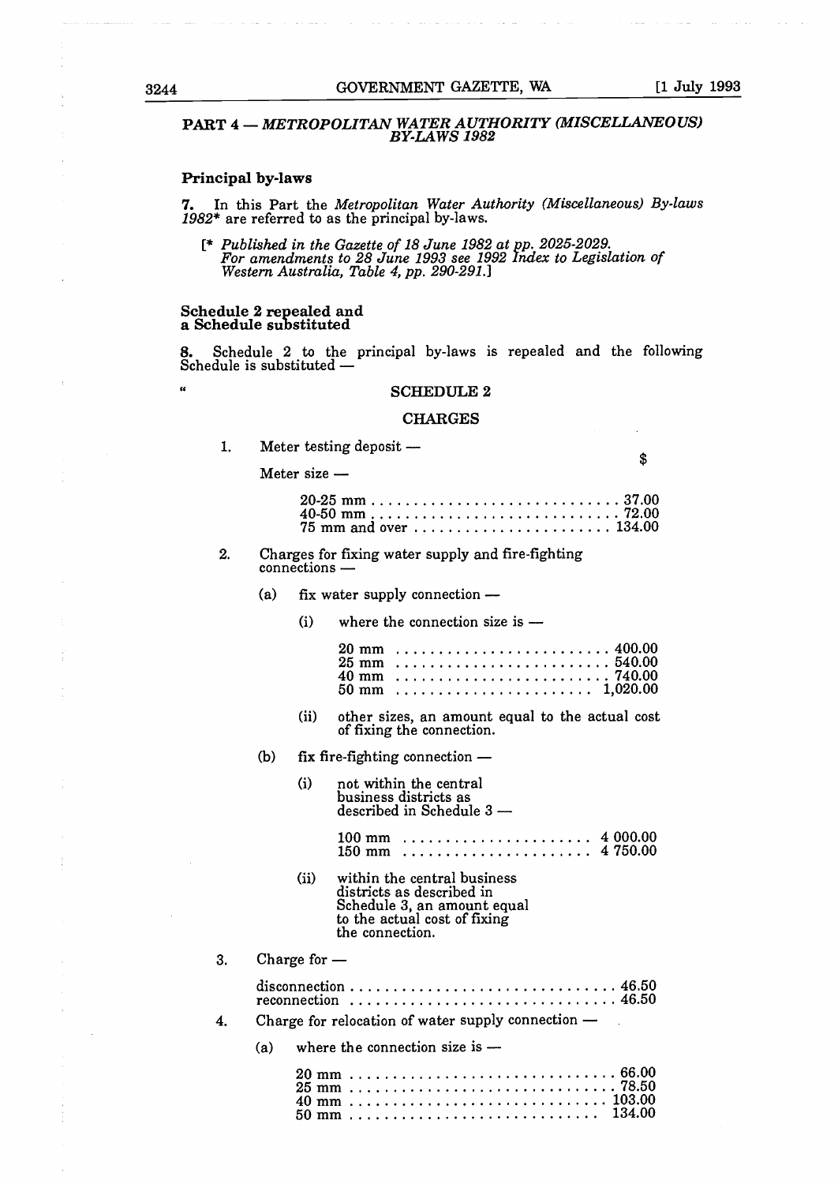## PART 4 — *METROPOLITAN WATER AUTHORITY (MISCELLANEOUS) BY-LAWS 1982*

**Principal by-laws**

**7.** In this Part the *Metropolitan Water Authority (Miscellaneous) By-laws 1982*\* are referred to as the principal by-laws.

[\* *Published in the Gazette of 18 June 1982 at pp. 2025-2029. For amendments to 28 June 1993 see 1992 Index to Legislation of Western Australia, Table 4, pp. 290-291.*]

**Schedule 2 repealed and a Schedule substituted**

**8.** Schedule 2 to the principal by-laws is repealed and the following Schedule is substituted —

"

### SCHEDULE 2

### CHARGES

1. Meter testing deposit —

   Meter size — $

   | Meter size | $ |
   |---|---|
   | 20-25 mm | 37.00 |
   | 40-50 mm | 72.00 |
   | 75 mm and over | 134.00 |

2. Charges for fixing water supply and fire-fighting connections —

   (a) fix water supply connection —

   (i) where the connection size is —

   | Size | $ |
   |---|---|
   | 20 mm | 400.00 |
   | 25 mm | 540.00 |
   | 40 mm | 740.00 |
   | 50 mm | 1,020.00 |

   (ii) other sizes, an amount equal to the actual cost of fixing the connection.

   (b) fix fire-fighting connection —

   (i) not within the central business districts as described in Schedule 3 —

   | Size | $ |
   |---|---|
   | 100 mm | 4 000.00 |
   | 150 mm | 4 750.00 |

   (ii) within the central business districts as described in Schedule 3, an amount equal to the actual cost of fixing the connection.

3. Charge for —

   | | $ |
   |---|---|
   | disconnection | 46.50 |
   | reconnection | 46.50 |

4. Charge for relocation of water supply connection —

   (a) where the connection size is —

   | Size | $ |
   |---|---|
   | 20 mm | 66.00 |
   | 25 mm | 78.50 |
   | 40 mm | 103.00 |
   | 50 mm | 134.00 |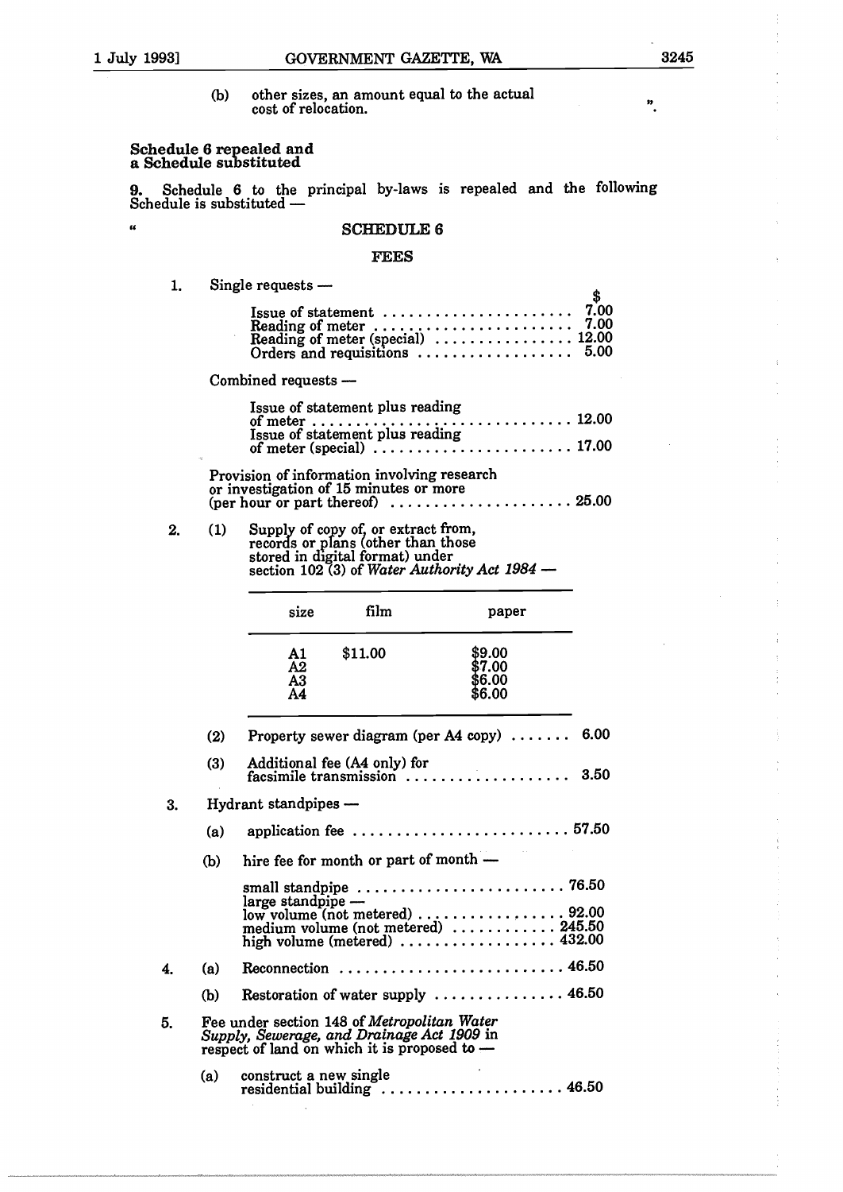(b) other sizes, an amount equal to the actual cost of relocation. ".

**Schedule 6 repealed and a Schedule substituted**

**9.** Schedule 6 to the principal by-laws is repealed and the following Schedule is substituted —

"

### SCHEDULE 6

### FEES

1. Single requests —

| | $ |
|---|---|
| Issue of statement | 7.00 |
| Reading of meter | 7.00 |
| Reading of meter (special) | 12.00 |
| Orders and requisitions | 5.00 |

Combined requests —

| | |
|---|---|
| Issue of statement plus reading of meter | 12.00 |
| Issue of statement plus reading of meter (special) | 17.00 |

Provision of information involving research or investigation of 15 minutes or more (per hour or part thereof) .......... 25.00

2. (1) Supply of copy of, or extract from, records or plans (other than those stored in digital format) under section 102 (3) of *Water Authority Act 1984* —

| size | film | paper |
|---|---|---|
| A1 | $11.00 | $9.00 |
| A2 | | $7.00 |
| A3 | | $6.00 |
| A4 | | $6.00 |

(2) Property sewer diagram (per A4 copy) .......... 6.00

(3) Additional fee (A4 only) for facsimile transmission .......... 3.50

3. Hydrant standpipes —

(a) application fee .......... 57.50

(b) hire fee for month or part of month —

| | |
|---|---|
| small standpipe | 76.50 |
| large standpipe — | |
| low volume (not metered) | 92.00 |
| medium volume (not metered) | 245.50 |
| high volume (metered) | 432.00 |

4. (a) Reconnection .......... 46.50

(b) Restoration of water supply .......... 46.50

5. Fee under section 148 of *Metropolitan Water Supply, Sewerage, and Drainage Act 1909* in respect of land on which it is proposed to —

(a) construct a new single residential building .......... 46.50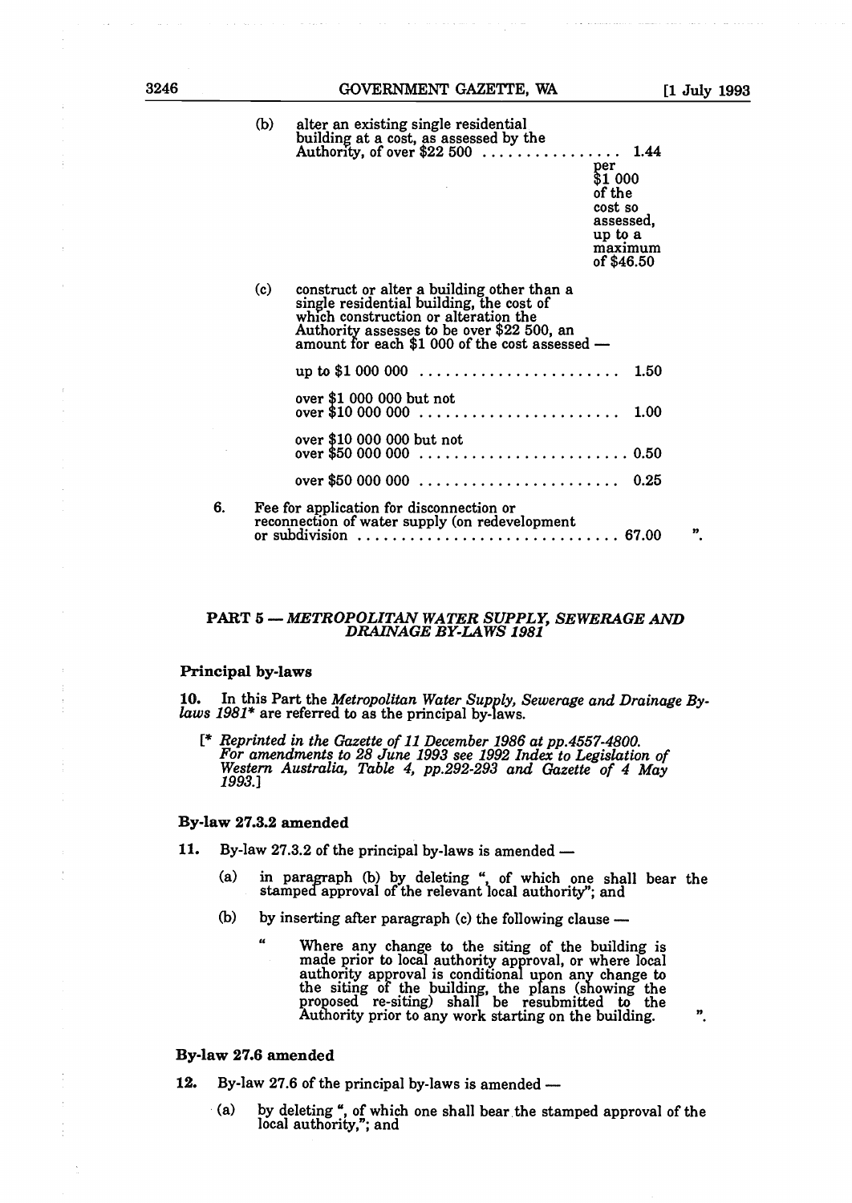(b) alter an existing single residential building at a cost, as assessed by the Authority, of over $22 500 ................ 1.44 per $1 000 of the cost so assessed, up to a maximum of $46.50

(c) construct or alter a building other than a single residential building, the cost of which construction or alteration the Authority assesses to be over $22 500, an amount for each $1 000 of the cost assessed —

up to $1 000 000 ....................... 1.50

over $1 000 000 but not over $10 000 000 ....................... 1.00

over $10 000 000 but not over $50 000 000 ....................... 0.50

over $50 000 000 ....................... 0.25

6. Fee for application for disconnection or reconnection of water supply (on redevelopment or subdivision ............................ 67.00 ".

## PART 5 — *METROPOLITAN WATER SUPPLY, SEWERAGE AND DRAINAGE BY-LAWS 1981*

### Principal by-laws

**10.** In this Part the *Metropolitan Water Supply, Sewerage and Drainage By-laws 1981** are referred to as the principal by-laws.

[* *Reprinted in the Gazette of 11 December 1986 at pp.4557-4800. For amendments to 28 June 1993 see 1992 Index to Legislation of Western Australia, Table 4, pp.292-293 and Gazette of 4 May 1993.*]

### By-law 27.3.2 amended

**11.** By-law 27.3.2 of the principal by-laws is amended —

(a) in paragraph (b) by deleting ", of which one shall bear the stamped approval of the relevant local authority"; and

(b) by inserting after paragraph (c) the following clause —

" Where any change to the siting of the building is made prior to local authority approval, or where local authority approval is conditional upon any change to the siting of the building, the plans (showing the proposed re-siting) shall be resubmitted to the Authority prior to any work starting on the building. ".

### By-law 27.6 amended

**12.** By-law 27.6 of the principal by-laws is amended —

(a) by deleting ", of which one shall bear the stamped approval of the local authority,"; and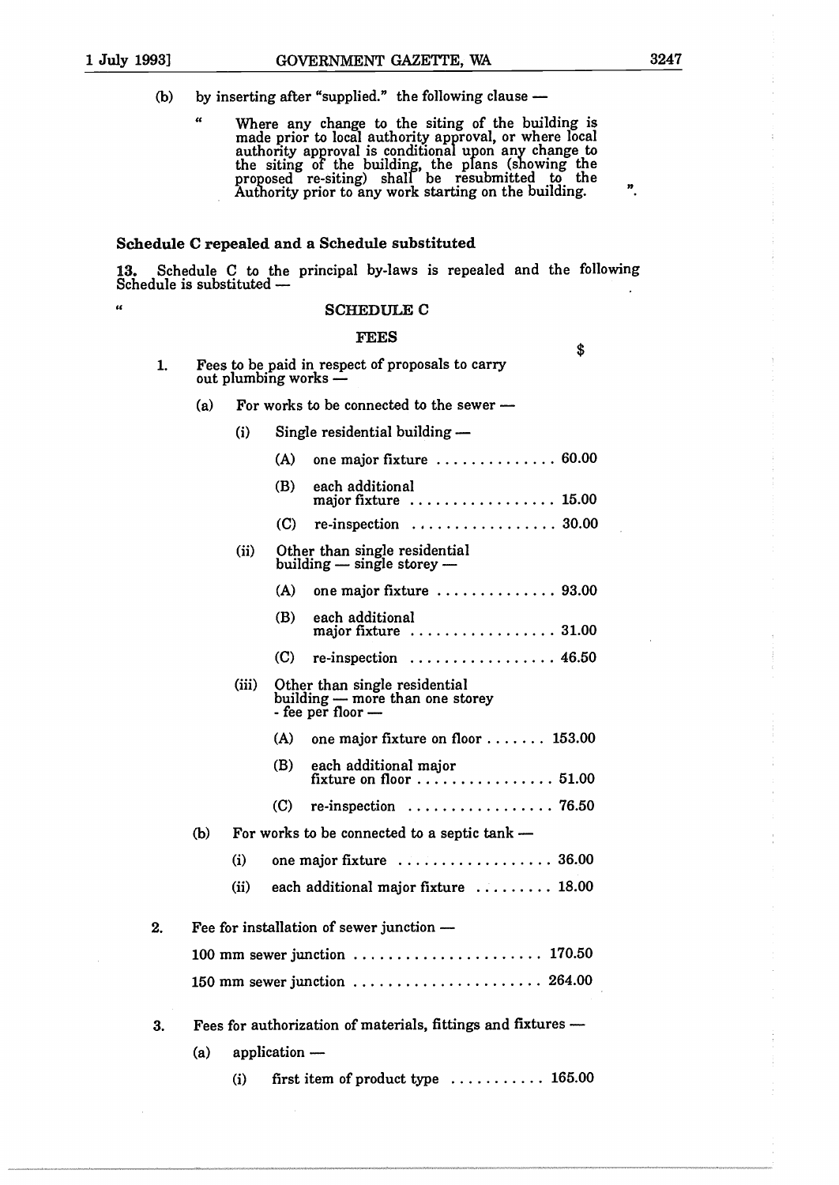(b) by inserting after "supplied." the following clause —

> " Where any change to the siting of the building is made prior to local authority approval, or where local authority approval is conditional upon any change to the siting of the building, the plans (showing the proposed re-siting) shall be resubmitted to the Authority prior to any work starting on the building. ".

**Schedule C repealed and a Schedule substituted**

**13.** Schedule C to the principal by-laws is repealed and the following Schedule is substituted —

" **SCHEDULE C**

**FEES**

$

1. Fees to be paid in respect of proposals to carry out plumbing works —
   - (a) For works to be connected to the sewer —
     - (i) Single residential building —
       - (A) one major fixture .............. 60.00
       - (B) each additional major fixture ................. 15.00
       - (C) re-inspection ................. 30.00
     - (ii) Other than single residential building — single storey —
       - (A) one major fixture .............. 93.00
       - (B) each additional major fixture ................. 31.00
       - (C) re-inspection ................. 46.50
     - (iii) Other than single residential building — more than one storey - fee per floor —
       - (A) one major fixture on floor ....... 153.00
       - (B) each additional major fixture on floor ................ 51.00
       - (C) re-inspection ................. 76.50
   - (b) For works to be connected to a septic tank —
     - (i) one major fixture .................. 36.00
     - (ii) each additional major fixture ......... 18.00

2. Fee for installation of sewer junction —

   100 mm sewer junction ...................... 170.50

   150 mm sewer junction ...................... 264.00

3. Fees for authorization of materials, fittings and fixtures —
   - (a) application —
     - (i) first item of product type ........... 165.00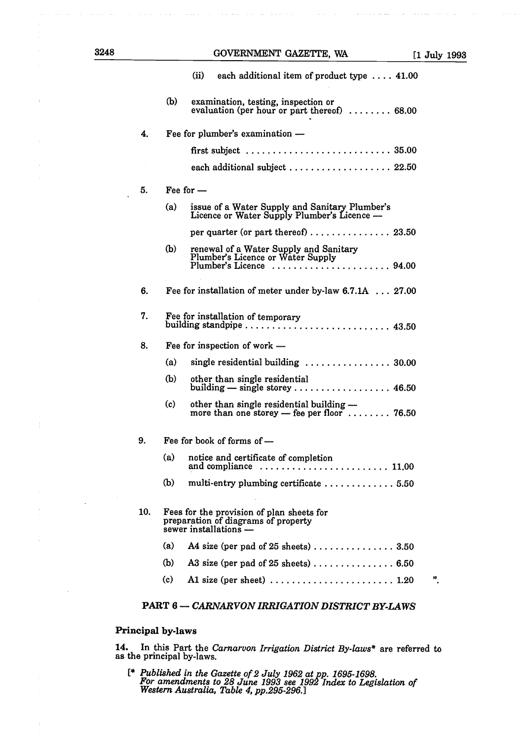(ii) each additional item of product type .... 41.00

(b) examination, testing, inspection or evaluation (per hour or part thereof) ........ 68.00

4. Fee for plumber's examination —

first subject ........................... 35.00

each additional subject ................... 22.50

5. Fee for —

(a) issue of a Water Supply and Sanitary Plumber's Licence or Water Supply Plumber's Licence —

per quarter (or part thereof) ............... 23.50

(b) renewal of a Water Supply and Sanitary Plumber's Licence or Water Supply Plumber's Licence ...................... 94.00

6. Fee for installation of meter under by-law 6.7.1A ... 27.00

7. Fee for installation of temporary building standpipe ........................... 43.50

8. Fee for inspection of work —

(a) single residential building ................ 30.00

(b) other than single residential building — single storey .................. 46.50

(c) other than single residential building — more than one storey — fee per floor ........ 76.50

9. Fee for book of forms of —

(a) notice and certificate of completion and compliance ........................ 11.00

(b) multi-entry plumbing certificate ............. 5.50

10. Fees for the provision of plan sheets for preparation of diagrams of property sewer installations —

(a) A4 size (per pad of 25 sheets) ............... 3.50

(b) A3 size (per pad of 25 sheets) ............... 6.50

(c) A1 size (per sheet) ....................... 1.20 ".

## PART 6 — *CARNARVON IRRIGATION DISTRICT BY-LAWS*

### Principal by-laws

**14.** In this Part the *Carnarvon Irrigation District By-laws** are referred to as the principal by-laws.

[* *Published in the Gazette of 2 July 1962 at pp. 1695-1698. For amendments to 28 June 1993 see 1992 Index to Legislation of Western Australia, Table 4, pp.295-296.*]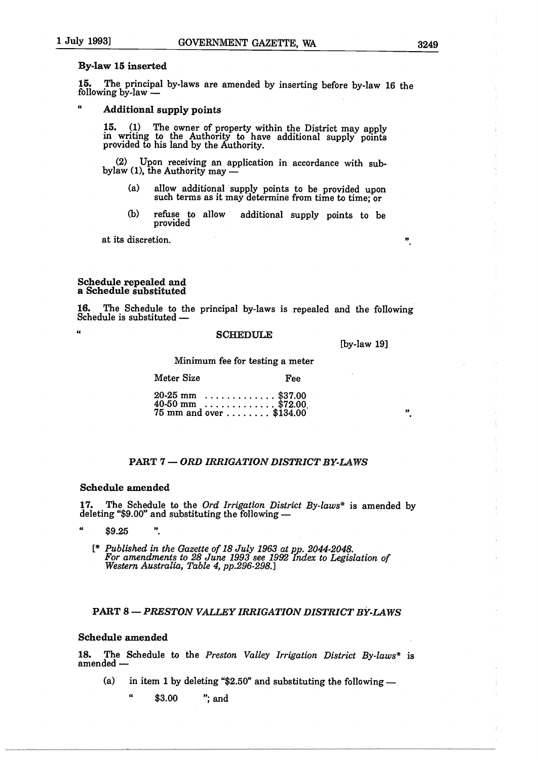**By-law 15 inserted**

**15.** The principal by-laws are amended by inserting before by-law 16 the following by-law —

" **Additional supply points**

**15.** (1) The owner of property within the District may apply in writing to the Authority to have additional supply points provided to his land by the Authority.

(2) Upon receiving an application in accordance with sub-bylaw (1), the Authority may —

(a) allow additional supply points to be provided upon such terms as it may determine from time to time; or

(b) refuse to allow additional supply points to be provided

at its discretion. ".

**Schedule repealed and a Schedule substituted**

**16.** The Schedule to the principal by-laws is repealed and the following Schedule is substituted —

" SCHEDULE

[by-law 19]

Minimum fee for testing a meter

| Meter Size | Fee |
|---|---|
| 20-25 mm | $37.00 |
| 40-50 mm | $72.00 |
| 75 mm and over | $134.00 |

".

## PART 7 — *ORD IRRIGATION DISTRICT BY-LAWS*

**Schedule amended**

**17.** The Schedule to the *Ord Irrigation District By-laws** is amended by deleting "$9.00" and substituting the following —

" $9.25 ".

[* *Published in the Gazette of 18 July 1963 at pp. 2044-2048. For amendments to 28 June 1993 see 1992 Index to Legislation of Western Australia, Table 4, pp.296-298.*]

## PART 8 — *PRESTON VALLEY IRRIGATION DISTRICT BY-LAWS*

**Schedule amended**

**18.** The Schedule to the *Preston Valley Irrigation District By-laws** is amended —

(a) in item 1 by deleting "$2.50" and substituting the following —

" $3.00 "; and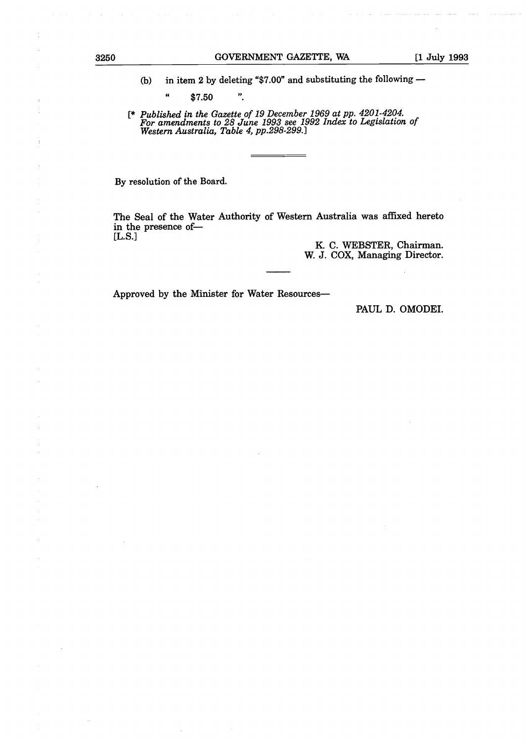(b) in item 2 by deleting "$7.00" and substituting the following —

" $7.50 ".

[* *Published in the Gazette of 19 December 1969 at pp. 4201-4204. For amendments to 28 June 1993 see 1992 Index to Legislation of Western Australia, Table 4, pp.298-299.*]

---

By resolution of the Board.

The Seal of the Water Authority of Western Australia was affixed hereto in the presence of—
[L.S.]

K. C. WEBSTER, Chairman.
W. J. COX, Managing Director.

---

Approved by the Minister for Water Resources—

PAUL D. OMODEI.